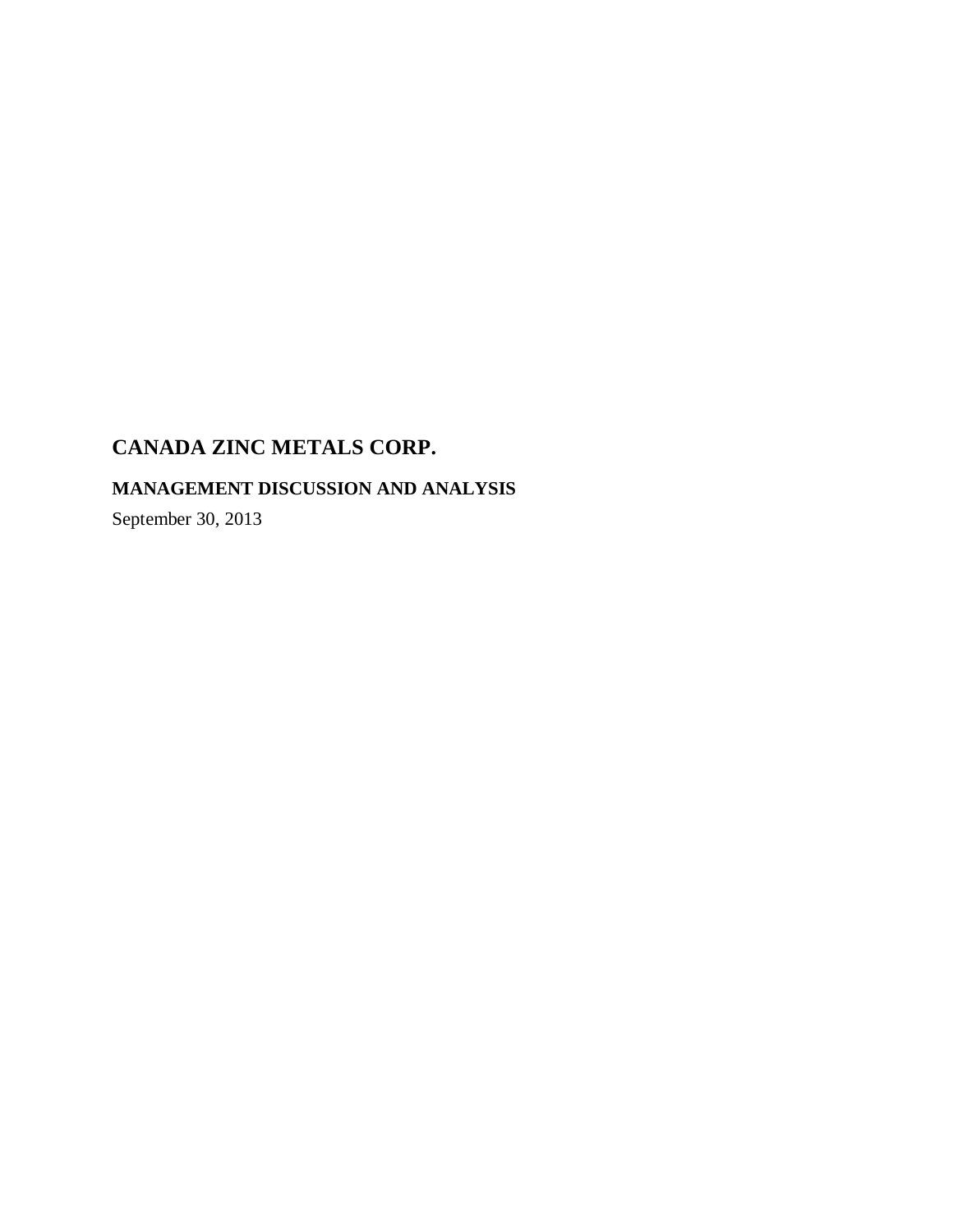# CANADA ZINC METALS CORP.

## MANAGEMENT DISCUSSION AND ANALYSIS

September 30, 2013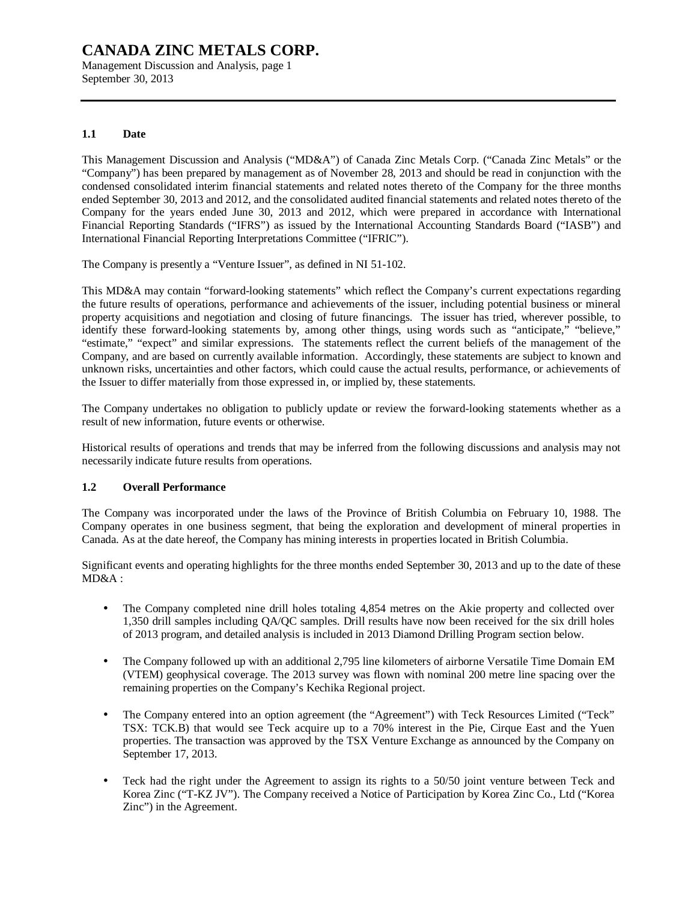# CANADA ZINC METALS CORP.

Management Discussion and Analysis, page 1
September 30, 2013

## 1.1 Date

This Management Discussion and Analysis ("MD&A") of Canada Zinc Metals Corp. ("Canada Zinc Metals" or the "Company") has been prepared by management as of November 28, 2013 and should be read in conjunction with the condensed consolidated interim financial statements and related notes thereto of the Company for the three months ended September 30, 2013 and 2012, and the consolidated audited financial statements and related notes thereto of the Company for the years ended June 30, 2013 and 2012, which were prepared in accordance with International Financial Reporting Standards ("IFRS") as issued by the International Accounting Standards Board ("IASB") and International Financial Reporting Interpretations Committee ("IFRIC").

The Company is presently a "Venture Issuer", as defined in NI 51-102.

This MD&A may contain "forward-looking statements" which reflect the Company's current expectations regarding the future results of operations, performance and achievements of the issuer, including potential business or mineral property acquisitions and negotiation and closing of future financings. The issuer has tried, wherever possible, to identify these forward-looking statements by, among other things, using words such as "anticipate," "believe," "estimate," "expect" and similar expressions. The statements reflect the current beliefs of the management of the Company, and are based on currently available information. Accordingly, these statements are subject to known and unknown risks, uncertainties and other factors, which could cause the actual results, performance, or achievements of the Issuer to differ materially from those expressed in, or implied by, these statements.

The Company undertakes no obligation to publicly update or review the forward-looking statements whether as a result of new information, future events or otherwise.

Historical results of operations and trends that may be inferred from the following discussions and analysis may not necessarily indicate future results from operations.

## 1.2 Overall Performance

The Company was incorporated under the laws of the Province of British Columbia on February 10, 1988. The Company operates in one business segment, that being the exploration and development of mineral properties in Canada. As at the date hereof, the Company has mining interests in properties located in British Columbia.

Significant events and operating highlights for the three months ended September 30, 2013 and up to the date of these MD&A :

- The Company completed nine drill holes totaling 4,854 metres on the Akie property and collected over 1,350 drill samples including QA/QC samples. Drill results have now been received for the six drill holes of 2013 program, and detailed analysis is included in 2013 Diamond Drilling Program section below.

- The Company followed up with an additional 2,795 line kilometers of airborne Versatile Time Domain EM (VTEM) geophysical coverage. The 2013 survey was flown with nominal 200 metre line spacing over the remaining properties on the Company's Kechika Regional project.

- The Company entered into an option agreement (the "Agreement") with Teck Resources Limited ("Teck" TSX: TCK.B) that would see Teck acquire up to a 70% interest in the Pie, Cirque East and the Yuen properties. The transaction was approved by the TSX Venture Exchange as announced by the Company on September 17, 2013.

- Teck had the right under the Agreement to assign its rights to a 50/50 joint venture between Teck and Korea Zinc ("T-KZ JV"). The Company received a Notice of Participation by Korea Zinc Co., Ltd ("Korea Zinc") in the Agreement.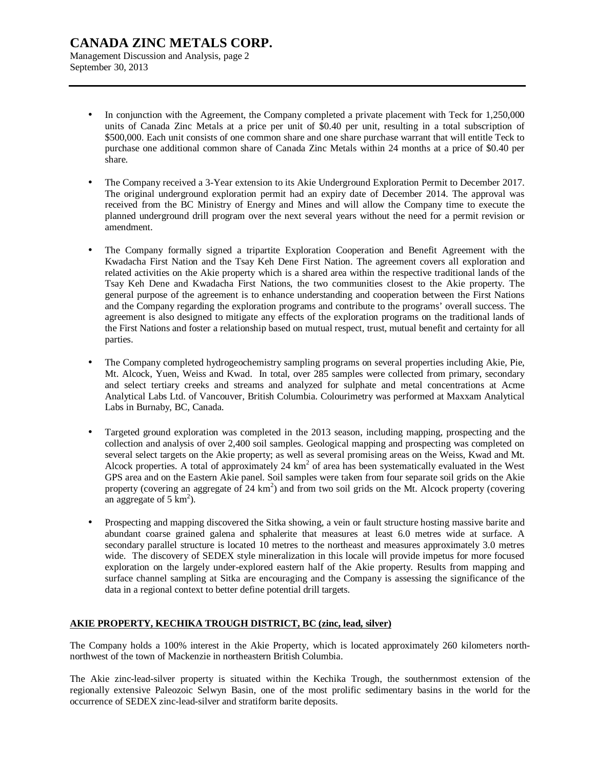- In conjunction with the Agreement, the Company completed a private placement with Teck for 1,250,000 units of Canada Zinc Metals at a price per unit of $0.40 per unit, resulting in a total subscription of $500,000. Each unit consists of one common share and one share purchase warrant that will entitle Teck to purchase one additional common share of Canada Zinc Metals within 24 months at a price of $0.40 per share.

- The Company received a 3-Year extension to its Akie Underground Exploration Permit to December 2017. The original underground exploration permit had an expiry date of December 2014. The approval was received from the BC Ministry of Energy and Mines and will allow the Company time to execute the planned underground drill program over the next several years without the need for a permit revision or amendment.

- The Company formally signed a tripartite Exploration Cooperation and Benefit Agreement with the Kwadacha First Nation and the Tsay Keh Dene First Nation. The agreement covers all exploration and related activities on the Akie property which is a shared area within the respective traditional lands of the Tsay Keh Dene and Kwadacha First Nations, the two communities closest to the Akie property. The general purpose of the agreement is to enhance understanding and cooperation between the First Nations and the Company regarding the exploration programs and contribute to the programs' overall success. The agreement is also designed to mitigate any effects of the exploration programs on the traditional lands of the First Nations and foster a relationship based on mutual respect, trust, mutual benefit and certainty for all parties.

- The Company completed hydrogeochemistry sampling programs on several properties including Akie, Pie, Mt. Alcock, Yuen, Weiss and Kwad. In total, over 285 samples were collected from primary, secondary and select tertiary creeks and streams and analyzed for sulphate and metal concentrations at Acme Analytical Labs Ltd. of Vancouver, British Columbia. Colourimetry was performed at Maxxam Analytical Labs in Burnaby, BC, Canada.

- Targeted ground exploration was completed in the 2013 season, including mapping, prospecting and the collection and analysis of over 2,400 soil samples. Geological mapping and prospecting was completed on several select targets on the Akie property; as well as several promising areas on the Weiss, Kwad and Mt. Alcock properties. A total of approximately 24 $km^2$ of area has been systematically evaluated in the West GPS area and on the Eastern Akie panel. Soil samples were taken from four separate soil grids on the Akie property (covering an aggregate of 24 $km^2$) and from two soil grids on the Mt. Alcock property (covering an aggregate of 5 $km^2$).

- Prospecting and mapping discovered the Sitka showing, a vein or fault structure hosting massive barite and abundant coarse grained galena and sphalerite that measures at least 6.0 metres wide at surface. A secondary parallel structure is located 10 metres to the northeast and measures approximately 3.0 metres wide. The discovery of SEDEX style mineralization in this locale will provide impetus for more focused exploration on the largely under-explored eastern half of the Akie property. Results from mapping and surface channel sampling at Sitka are encouraging and the Company is assessing the significance of the data in a regional context to better define potential drill targets.

## AKIE PROPERTY, KECHIKA TROUGH DISTRICT, BC (zinc, lead, silver)

The Company holds a 100% interest in the Akie Property, which is located approximately 260 kilometers north-northwest of the town of Mackenzie in northeastern British Columbia.

The Akie zinc-lead-silver property is situated within the Kechika Trough, the southernmost extension of the regionally extensive Paleozoic Selwyn Basin, one of the most prolific sedimentary basins in the world for the occurrence of SEDEX zinc-lead-silver and stratiform barite deposits.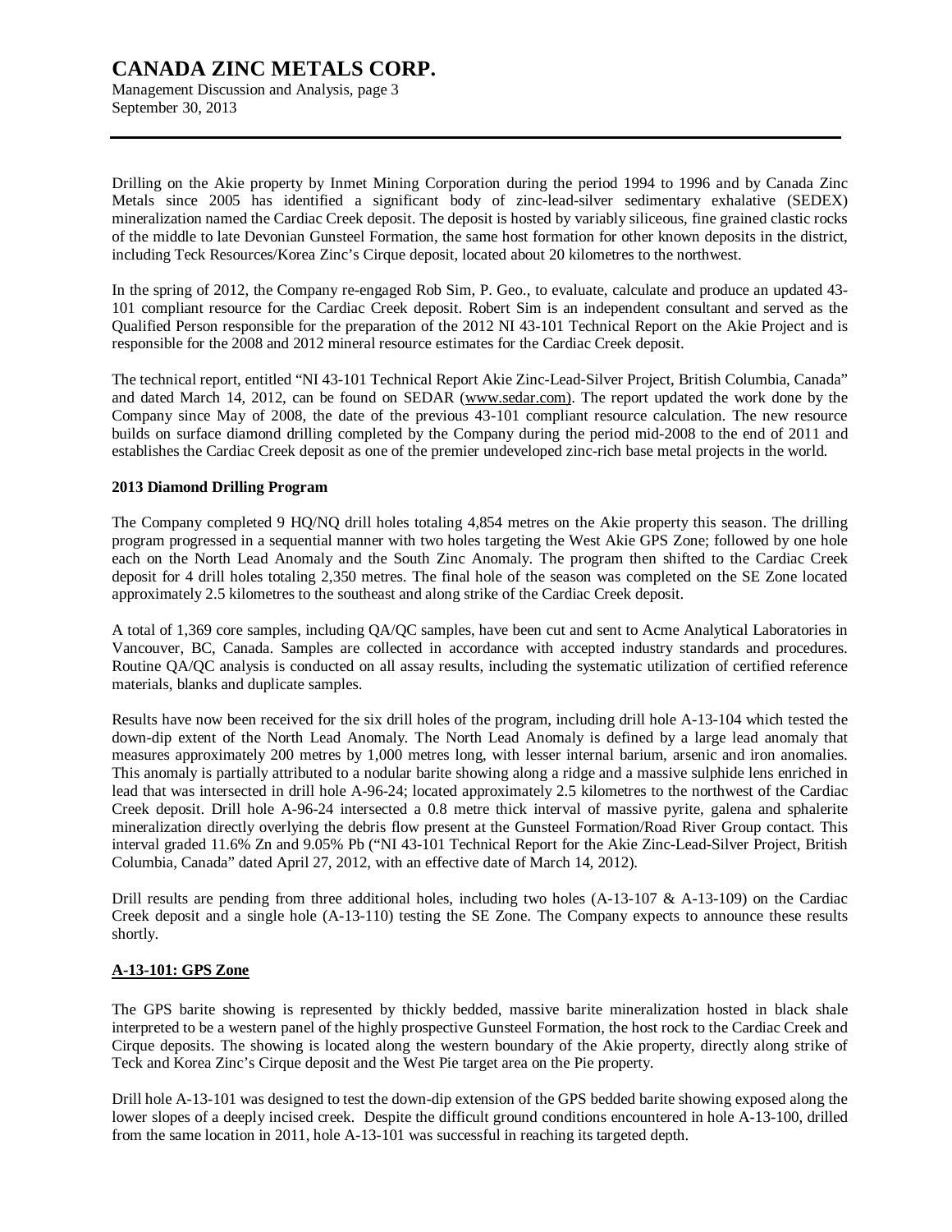Drilling on the Akie property by Inmet Mining Corporation during the period 1994 to 1996 and by Canada Zinc Metals since 2005 has identified a significant body of zinc-lead-silver sedimentary exhalative (SEDEX) mineralization named the Cardiac Creek deposit. The deposit is hosted by variably siliceous, fine grained clastic rocks of the middle to late Devonian Gunsteel Formation, the same host formation for other known deposits in the district, including Teck Resources/Korea Zinc's Cirque deposit, located about 20 kilometres to the northwest.

In the spring of 2012, the Company re-engaged Rob Sim, P. Geo., to evaluate, calculate and produce an updated 43-101 compliant resource for the Cardiac Creek deposit. Robert Sim is an independent consultant and served as the Qualified Person responsible for the preparation of the 2012 NI 43-101 Technical Report on the Akie Project and is responsible for the 2008 and 2012 mineral resource estimates for the Cardiac Creek deposit.

The technical report, entitled "NI 43-101 Technical Report Akie Zinc-Lead-Silver Project, British Columbia, Canada" and dated March 14, 2012, can be found on SEDAR (www.sedar.com). The report updated the work done by the Company since May of 2008, the date of the previous 43-101 compliant resource calculation. The new resource builds on surface diamond drilling completed by the Company during the period mid-2008 to the end of 2011 and establishes the Cardiac Creek deposit as one of the premier undeveloped zinc-rich base metal projects in the world.

**2013 Diamond Drilling Program**

The Company completed 9 HQ/NQ drill holes totaling 4,854 metres on the Akie property this season. The drilling program progressed in a sequential manner with two holes targeting the West Akie GPS Zone; followed by one hole each on the North Lead Anomaly and the South Zinc Anomaly. The program then shifted to the Cardiac Creek deposit for 4 drill holes totaling 2,350 metres. The final hole of the season was completed on the SE Zone located approximately 2.5 kilometres to the southeast and along strike of the Cardiac Creek deposit.

A total of 1,369 core samples, including QA/QC samples, have been cut and sent to Acme Analytical Laboratories in Vancouver, BC, Canada. Samples are collected in accordance with accepted industry standards and procedures. Routine QA/QC analysis is conducted on all assay results, including the systematic utilization of certified reference materials, blanks and duplicate samples.

Results have now been received for the six drill holes of the program, including drill hole A-13-104 which tested the down-dip extent of the North Lead Anomaly. The North Lead Anomaly is defined by a large lead anomaly that measures approximately 200 metres by 1,000 metres long, with lesser internal barium, arsenic and iron anomalies. This anomaly is partially attributed to a nodular barite showing along a ridge and a massive sulphide lens enriched in lead that was intersected in drill hole A-96-24; located approximately 2.5 kilometres to the northwest of the Cardiac Creek deposit. Drill hole A-96-24 intersected a 0.8 metre thick interval of massive pyrite, galena and sphalerite mineralization directly overlying the debris flow present at the Gunsteel Formation/Road River Group contact. This interval graded 11.6% Zn and 9.05% Pb ("NI 43-101 Technical Report for the Akie Zinc-Lead-Silver Project, British Columbia, Canada" dated April 27, 2012, with an effective date of March 14, 2012).

Drill results are pending from three additional holes, including two holes (A-13-107 & A-13-109) on the Cardiac Creek deposit and a single hole (A-13-110) testing the SE Zone. The Company expects to announce these results shortly.

**A-13-101: GPS Zone**

The GPS barite showing is represented by thickly bedded, massive barite mineralization hosted in black shale interpreted to be a western panel of the highly prospective Gunsteel Formation, the host rock to the Cardiac Creek and Cirque deposits. The showing is located along the western boundary of the Akie property, directly along strike of Teck and Korea Zinc's Cirque deposit and the West Pie target area on the Pie property.

Drill hole A-13-101 was designed to test the down-dip extension of the GPS bedded barite showing exposed along the lower slopes of a deeply incised creek. Despite the difficult ground conditions encountered in hole A-13-100, drilled from the same location in 2011, hole A-13-101 was successful in reaching its targeted depth.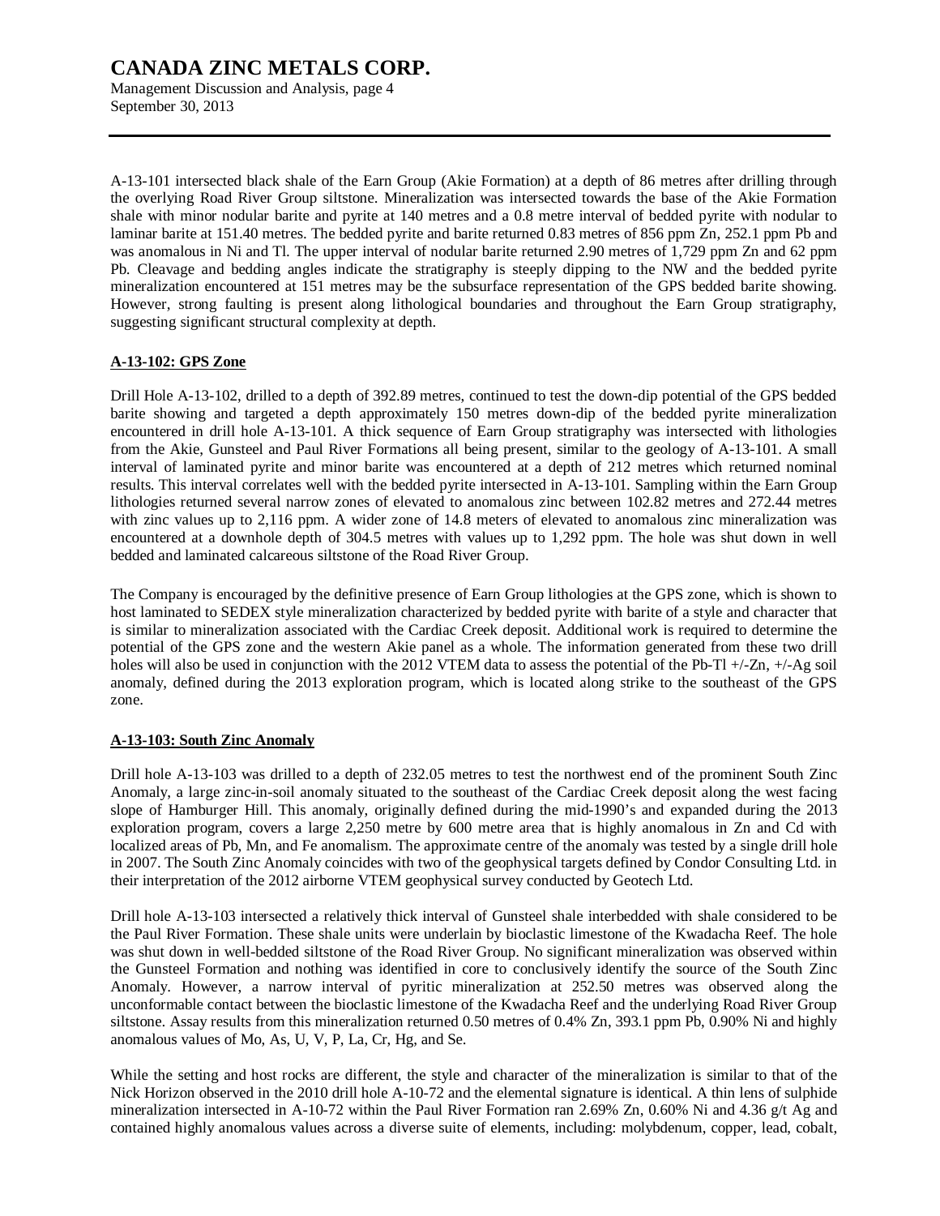A-13-101 intersected black shale of the Earn Group (Akie Formation) at a depth of 86 metres after drilling through the overlying Road River Group siltstone. Mineralization was intersected towards the base of the Akie Formation shale with minor nodular barite and pyrite at 140 metres and a 0.8 metre interval of bedded pyrite with nodular to laminar barite at 151.40 metres. The bedded pyrite and barite returned 0.83 metres of 856 ppm Zn, 252.1 ppm Pb and was anomalous in Ni and Tl. The upper interval of nodular barite returned 2.90 metres of 1,729 ppm Zn and 62 ppm Pb. Cleavage and bedding angles indicate the stratigraphy is steeply dipping to the NW and the bedded pyrite mineralization encountered at 151 metres may be the subsurface representation of the GPS bedded barite showing. However, strong faulting is present along lithological boundaries and throughout the Earn Group stratigraphy, suggesting significant structural complexity at depth.

**A-13-102: GPS Zone**

Drill Hole A-13-102, drilled to a depth of 392.89 metres, continued to test the down-dip potential of the GPS bedded barite showing and targeted a depth approximately 150 metres down-dip of the bedded pyrite mineralization encountered in drill hole A-13-101. A thick sequence of Earn Group stratigraphy was intersected with lithologies from the Akie, Gunsteel and Paul River Formations all being present, similar to the geology of A-13-101. A small interval of laminated pyrite and minor barite was encountered at a depth of 212 metres which returned nominal results. This interval correlates well with the bedded pyrite intersected in A-13-101. Sampling within the Earn Group lithologies returned several narrow zones of elevated to anomalous zinc between 102.82 metres and 272.44 metres with zinc values up to 2,116 ppm. A wider zone of 14.8 meters of elevated to anomalous zinc mineralization was encountered at a downhole depth of 304.5 metres with values up to 1,292 ppm. The hole was shut down in well bedded and laminated calcareous siltstone of the Road River Group.

The Company is encouraged by the definitive presence of Earn Group lithologies at the GPS zone, which is shown to host laminated to SEDEX style mineralization characterized by bedded pyrite with barite of a style and character that is similar to mineralization associated with the Cardiac Creek deposit. Additional work is required to determine the potential of the GPS zone and the western Akie panel as a whole. The information generated from these two drill holes will also be used in conjunction with the 2012 VTEM data to assess the potential of the Pb-Tl +/-Zn, +/-Ag soil anomaly, defined during the 2013 exploration program, which is located along strike to the southeast of the GPS zone.

**A-13-103: South Zinc Anomaly**

Drill hole A-13-103 was drilled to a depth of 232.05 metres to test the northwest end of the prominent South Zinc Anomaly, a large zinc-in-soil anomaly situated to the southeast of the Cardiac Creek deposit along the west facing slope of Hamburger Hill. This anomaly, originally defined during the mid-1990's and expanded during the 2013 exploration program, covers a large 2,250 metre by 600 metre area that is highly anomalous in Zn and Cd with localized areas of Pb, Mn, and Fe anomalism. The approximate centre of the anomaly was tested by a single drill hole in 2007. The South Zinc Anomaly coincides with two of the geophysical targets defined by Condor Consulting Ltd. in their interpretation of the 2012 airborne VTEM geophysical survey conducted by Geotech Ltd.

Drill hole A-13-103 intersected a relatively thick interval of Gunsteel shale interbedded with shale considered to be the Paul River Formation. These shale units were underlain by bioclastic limestone of the Kwadacha Reef. The hole was shut down in well-bedded siltstone of the Road River Group. No significant mineralization was observed within the Gunsteel Formation and nothing was identified in core to conclusively identify the source of the South Zinc Anomaly. However, a narrow interval of pyritic mineralization at 252.50 metres was observed along the unconformable contact between the bioclastic limestone of the Kwadacha Reef and the underlying Road River Group siltstone. Assay results from this mineralization returned 0.50 metres of 0.4% Zn, 393.1 ppm Pb, 0.90% Ni and highly anomalous values of Mo, As, U, V, P, La, Cr, Hg, and Se.

While the setting and host rocks are different, the style and character of the mineralization is similar to that of the Nick Horizon observed in the 2010 drill hole A-10-72 and the elemental signature is identical. A thin lens of sulphide mineralization intersected in A-10-72 within the Paul River Formation ran 2.69% Zn, 0.60% Ni and 4.36 g/t Ag and contained highly anomalous values across a diverse suite of elements, including: molybdenum, copper, lead, cobalt,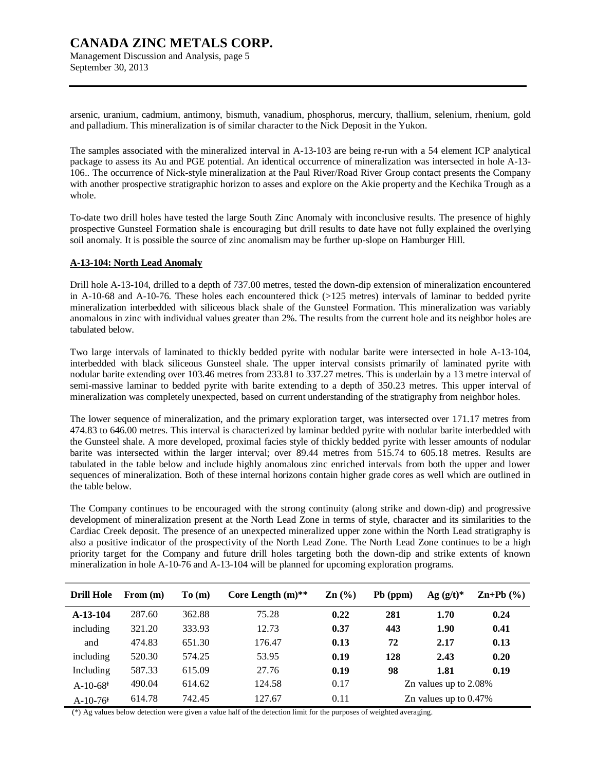arsenic, uranium, cadmium, antimony, bismuth, vanadium, phosphorus, mercury, thallium, selenium, rhenium, gold and palladium. This mineralization is of similar character to the Nick Deposit in the Yukon.

The samples associated with the mineralized interval in A-13-103 are being re-run with a 54 element ICP analytical package to assess its Au and PGE potential. An identical occurrence of mineralization was intersected in hole A-13-106.. The occurrence of Nick-style mineralization at the Paul River/Road River Group contact presents the Company with another prospective stratigraphic horizon to asses and explore on the Akie property and the Kechika Trough as a whole.

To-date two drill holes have tested the large South Zinc Anomaly with inconclusive results. The presence of highly prospective Gunsteel Formation shale is encouraging but drill results to date have not fully explained the overlying soil anomaly. It is possible the source of zinc anomalism may be further up-slope on Hamburger Hill.

**A-13-104: North Lead Anomaly**

Drill hole A-13-104, drilled to a depth of 737.00 metres, tested the down-dip extension of mineralization encountered in A-10-68 and A-10-76. These holes each encountered thick (>125 metres) intervals of laminar to bedded pyrite mineralization interbedded with siliceous black shale of the Gunsteel Formation. This mineralization was variably anomalous in zinc with individual values greater than 2%. The results from the current hole and its neighbor holes are tabulated below.

Two large intervals of laminated to thickly bedded pyrite with nodular barite were intersected in hole A-13-104, interbedded with black siliceous Gunsteel shale. The upper interval consists primarily of laminated pyrite with nodular barite extending over 103.46 metres from 233.81 to 337.27 metres. This is underlain by a 13 metre interval of semi-massive laminar to bedded pyrite with barite extending to a depth of 350.23 metres. This upper interval of mineralization was completely unexpected, based on current understanding of the stratigraphy from neighbor holes.

The lower sequence of mineralization, and the primary exploration target, was intersected over 171.17 metres from 474.83 to 646.00 metres. This interval is characterized by laminar bedded pyrite with nodular barite interbedded with the Gunsteel shale. A more developed, proximal facies style of thickly bedded pyrite with lesser amounts of nodular barite was intersected within the larger interval; over 89.44 metres from 515.74 to 605.18 metres. Results are tabulated in the table below and include highly anomalous zinc enriched intervals from both the upper and lower sequences of mineralization. Both of these internal horizons contain higher grade cores as well which are outlined in the table below.

The Company continues to be encouraged with the strong continuity (along strike and down-dip) and progressive development of mineralization present at the North Lead Zone in terms of style, character and its similarities to the Cardiac Creek deposit. The presence of an unexpected mineralized upper zone within the North Lead stratigraphy is also a positive indicator of the prospectivity of the North Lead Zone. The North Lead Zone continues to be a high priority target for the Company and future drill holes targeting both the down-dip and strike extents of known mineralization in hole A-10-76 and A-13-104 will be planned for upcoming exploration programs.

| Drill Hole | From (m) | To (m) | Core Length (m)** | Zn (%) | Pb (ppm) | Ag (g/t)* | Zn+Pb (%) |
|---|---|---|---|---|---|---|---|
| **A-13-104** | 287.60 | 362.88 | 75.28 | **0.22** | **281** | **1.70** | **0.24** |
| including | 321.20 | 333.93 | 12.73 | **0.37** | **443** | **1.90** | **0.41** |
| and | 474.83 | 651.30 | 176.47 | **0.13** | **72** | **2.17** | **0.13** |
| including | 520.30 | 574.25 | 53.95 | **0.19** | **128** | **2.43** | **0.20** |
| Including | 587.33 | 615.09 | 27.76 | **0.19** | **98** | **1.81** | **0.19** |
| A-10-68ᵻ | 490.04 | 614.62 | 124.58 | 0.17 | Zn values up to 2.08% | | |
| A-10-76ᵻ | 614.78 | 742.45 | 127.67 | 0.11 | Zn values up to 0.47% | | |

(*) Ag values below detection were given a value half of the detection limit for the purposes of weighted averaging.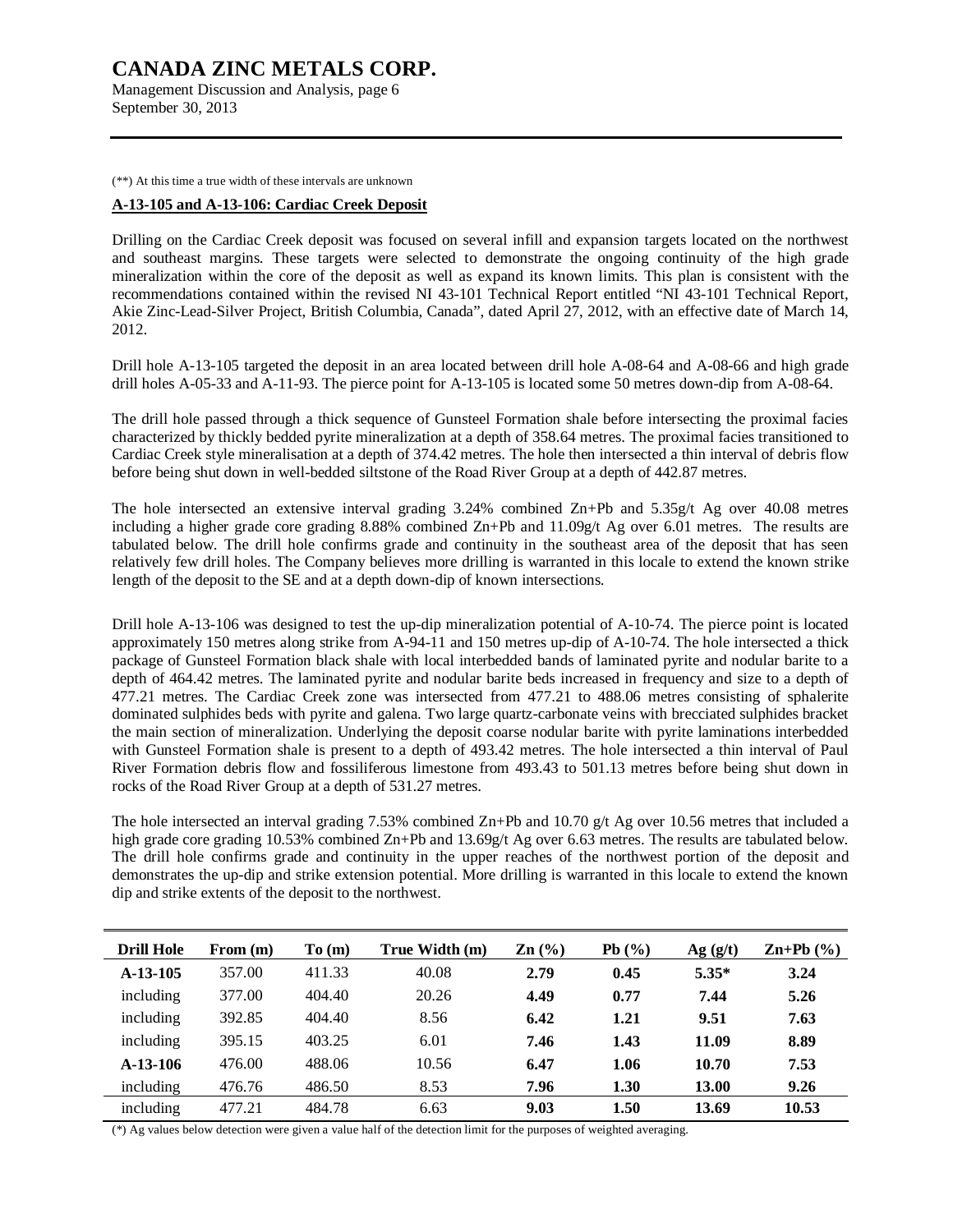(**) At this time a true width of these intervals are unknown

**A-13-105 and A-13-106: Cardiac Creek Deposit**

Drilling on the Cardiac Creek deposit was focused on several infill and expansion targets located on the northwest and southeast margins. These targets were selected to demonstrate the ongoing continuity of the high grade mineralization within the core of the deposit as well as expand its known limits. This plan is consistent with the recommendations contained within the revised NI 43-101 Technical Report entitled "NI 43-101 Technical Report, Akie Zinc-Lead-Silver Project, British Columbia, Canada", dated April 27, 2012, with an effective date of March 14, 2012.

Drill hole A-13-105 targeted the deposit in an area located between drill hole A-08-64 and A-08-66 and high grade drill holes A-05-33 and A-11-93. The pierce point for A-13-105 is located some 50 metres down-dip from A-08-64.

The drill hole passed through a thick sequence of Gunsteel Formation shale before intersecting the proximal facies characterized by thickly bedded pyrite mineralization at a depth of 358.64 metres. The proximal facies transitioned to Cardiac Creek style mineralisation at a depth of 374.42 metres. The hole then intersected a thin interval of debris flow before being shut down in well-bedded siltstone of the Road River Group at a depth of 442.87 metres.

The hole intersected an extensive interval grading 3.24% combined Zn+Pb and 5.35g/t Ag over 40.08 metres including a higher grade core grading 8.88% combined Zn+Pb and 11.09g/t Ag over 6.01 metres. The results are tabulated below. The drill hole confirms grade and continuity in the southeast area of the deposit that has seen relatively few drill holes. The Company believes more drilling is warranted in this locale to extend the known strike length of the deposit to the SE and at a depth down-dip of known intersections.

Drill hole A-13-106 was designed to test the up-dip mineralization potential of A-10-74. The pierce point is located approximately 150 metres along strike from A-94-11 and 150 metres up-dip of A-10-74. The hole intersected a thick package of Gunsteel Formation black shale with local interbedded bands of laminated pyrite and nodular barite to a depth of 464.42 metres. The laminated pyrite and nodular barite beds increased in frequency and size to a depth of 477.21 metres. The Cardiac Creek zone was intersected from 477.21 to 488.06 metres consisting of sphalerite dominated sulphides beds with pyrite and galena. Two large quartz-carbonate veins with brecciated sulphides bracket the main section of mineralization. Underlying the deposit coarse nodular barite with pyrite laminations interbedded with Gunsteel Formation shale is present to a depth of 493.42 metres. The hole intersected a thin interval of Paul River Formation debris flow and fossiliferous limestone from 493.43 to 501.13 metres before being shut down in rocks of the Road River Group at a depth of 531.27 metres.

The hole intersected an interval grading 7.53% combined Zn+Pb and 10.70 g/t Ag over 10.56 metres that included a high grade core grading 10.53% combined Zn+Pb and 13.69g/t Ag over 6.63 metres. The results are tabulated below. The drill hole confirms grade and continuity in the upper reaches of the northwest portion of the deposit and demonstrates the up-dip and strike extension potential. More drilling is warranted in this locale to extend the known dip and strike extents of the deposit to the northwest.

| Drill Hole | From (m) | To (m) | True Width (m) | Zn (%) | Pb (%) | Ag (g/t) | Zn+Pb (%) |
|---|---|---|---|---|---|---|---|
| **A-13-105** | 357.00 | 411.33 | 40.08 | **2.79** | **0.45** | **5.35*** | **3.24** |
| including | 377.00 | 404.40 | 20.26 | **4.49** | **0.77** | **7.44** | **5.26** |
| including | 392.85 | 404.40 | 8.56 | **6.42** | **1.21** | **9.51** | **7.63** |
| including | 395.15 | 403.25 | 6.01 | **7.46** | **1.43** | **11.09** | **8.89** |
| **A-13-106** | 476.00 | 488.06 | 10.56 | **6.47** | **1.06** | **10.70** | **7.53** |
| including | 476.76 | 486.50 | 8.53 | **7.96** | **1.30** | **13.00** | **9.26** |
| including | 477.21 | 484.78 | 6.63 | **9.03** | **1.50** | **13.69** | **10.53** |

(*) Ag values below detection were given a value half of the detection limit for the purposes of weighted averaging.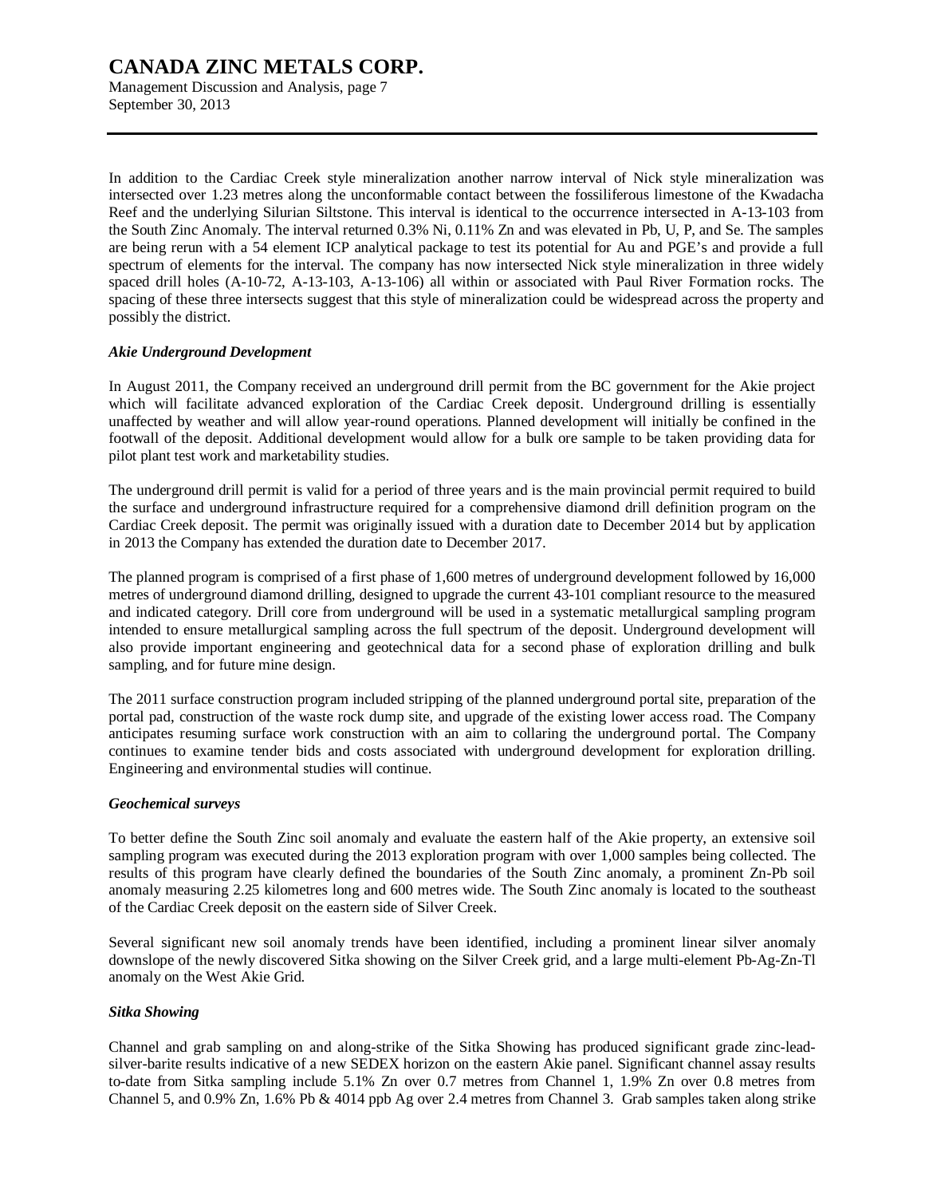In addition to the Cardiac Creek style mineralization another narrow interval of Nick style mineralization was intersected over 1.23 metres along the unconformable contact between the fossiliferous limestone of the Kwadacha Reef and the underlying Silurian Siltstone. This interval is identical to the occurrence intersected in A-13-103 from the South Zinc Anomaly. The interval returned 0.3% Ni, 0.11% Zn and was elevated in Pb, U, P, and Se. The samples are being rerun with a 54 element ICP analytical package to test its potential for Au and PGE's and provide a full spectrum of elements for the interval. The company has now intersected Nick style mineralization in three widely spaced drill holes (A-10-72, A-13-103, A-13-106) all within or associated with Paul River Formation rocks. The spacing of these three intersects suggest that this style of mineralization could be widespread across the property and possibly the district.

***Akie Underground Development***

In August 2011, the Company received an underground drill permit from the BC government for the Akie project which will facilitate advanced exploration of the Cardiac Creek deposit. Underground drilling is essentially unaffected by weather and will allow year-round operations. Planned development will initially be confined in the footwall of the deposit. Additional development would allow for a bulk ore sample to be taken providing data for pilot plant test work and marketability studies.

The underground drill permit is valid for a period of three years and is the main provincial permit required to build the surface and underground infrastructure required for a comprehensive diamond drill definition program on the Cardiac Creek deposit. The permit was originally issued with a duration date to December 2014 but by application in 2013 the Company has extended the duration date to December 2017.

The planned program is comprised of a first phase of 1,600 metres of underground development followed by 16,000 metres of underground diamond drilling, designed to upgrade the current 43-101 compliant resource to the measured and indicated category. Drill core from underground will be used in a systematic metallurgical sampling program intended to ensure metallurgical sampling across the full spectrum of the deposit. Underground development will also provide important engineering and geotechnical data for a second phase of exploration drilling and bulk sampling, and for future mine design.

The 2011 surface construction program included stripping of the planned underground portal site, preparation of the portal pad, construction of the waste rock dump site, and upgrade of the existing lower access road. The Company anticipates resuming surface work construction with an aim to collaring the underground portal. The Company continues to examine tender bids and costs associated with underground development for exploration drilling. Engineering and environmental studies will continue.

***Geochemical surveys***

To better define the South Zinc soil anomaly and evaluate the eastern half of the Akie property, an extensive soil sampling program was executed during the 2013 exploration program with over 1,000 samples being collected. The results of this program have clearly defined the boundaries of the South Zinc anomaly, a prominent Zn-Pb soil anomaly measuring 2.25 kilometres long and 600 metres wide. The South Zinc anomaly is located to the southeast of the Cardiac Creek deposit on the eastern side of Silver Creek.

Several significant new soil anomaly trends have been identified, including a prominent linear silver anomaly downslope of the newly discovered Sitka showing on the Silver Creek grid, and a large multi-element Pb-Ag-Zn-Tl anomaly on the West Akie Grid.

***Sitka Showing***

Channel and grab sampling on and along-strike of the Sitka Showing has produced significant grade zinc-lead-silver-barite results indicative of a new SEDEX horizon on the eastern Akie panel. Significant channel assay results to-date from Sitka sampling include 5.1% Zn over 0.7 metres from Channel 1, 1.9% Zn over 0.8 metres from Channel 5, and 0.9% Zn, 1.6% Pb & 4014 ppb Ag over 2.4 metres from Channel 3. Grab samples taken along strike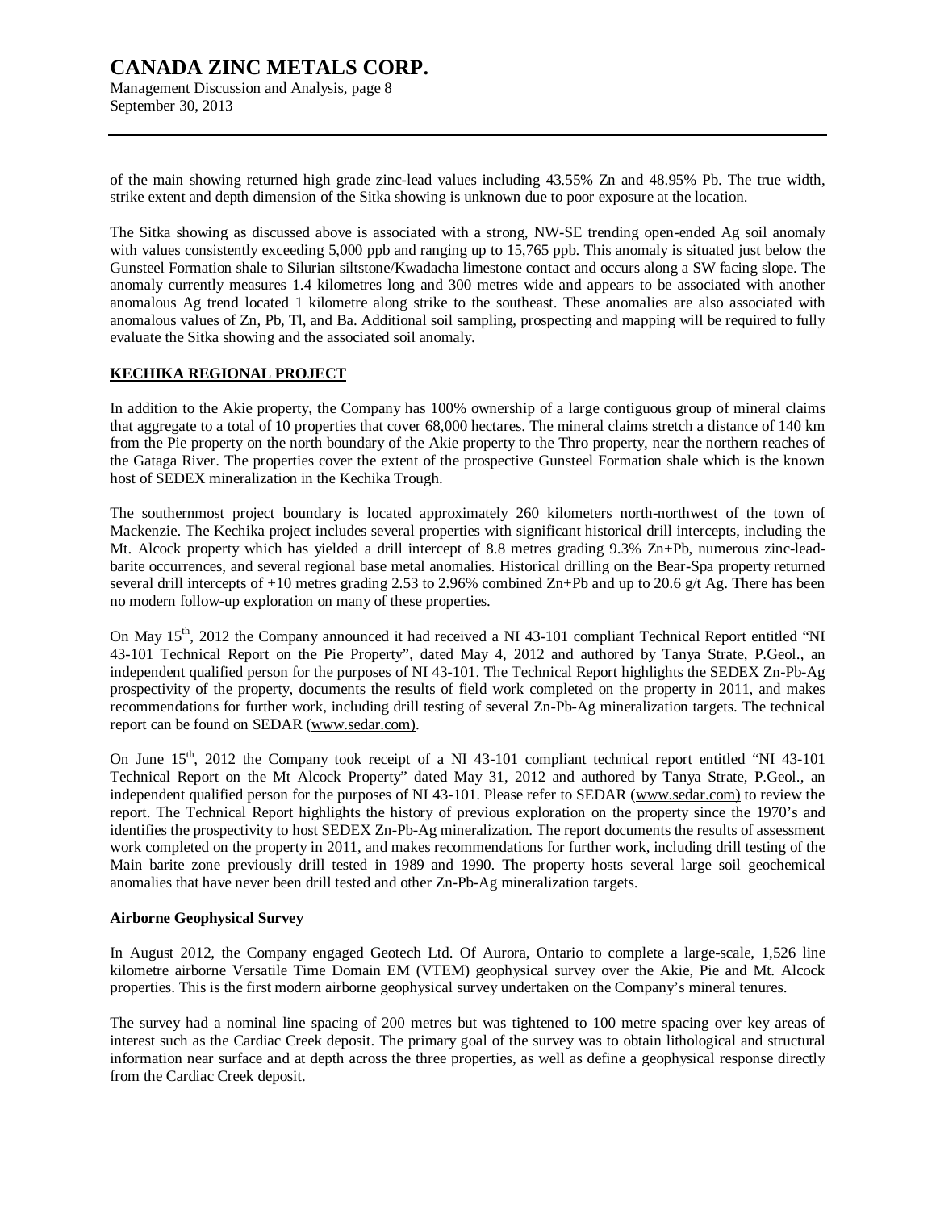of the main showing returned high grade zinc-lead values including 43.55% Zn and 48.95% Pb. The true width, strike extent and depth dimension of the Sitka showing is unknown due to poor exposure at the location.

The Sitka showing as discussed above is associated with a strong, NW-SE trending open-ended Ag soil anomaly with values consistently exceeding 5,000 ppb and ranging up to 15,765 ppb. This anomaly is situated just below the Gunsteel Formation shale to Silurian siltstone/Kwadacha limestone contact and occurs along a SW facing slope. The anomaly currently measures 1.4 kilometres long and 300 metres wide and appears to be associated with another anomalous Ag trend located 1 kilometre along strike to the southeast. These anomalies are also associated with anomalous values of Zn, Pb, Tl, and Ba. Additional soil sampling, prospecting and mapping will be required to fully evaluate the Sitka showing and the associated soil anomaly.

## KECHIKA REGIONAL PROJECT

In addition to the Akie property, the Company has 100% ownership of a large contiguous group of mineral claims that aggregate to a total of 10 properties that cover 68,000 hectares. The mineral claims stretch a distance of 140 km from the Pie property on the north boundary of the Akie property to the Thro property, near the northern reaches of the Gataga River. The properties cover the extent of the prospective Gunsteel Formation shale which is the known host of SEDEX mineralization in the Kechika Trough.

The southernmost project boundary is located approximately 260 kilometers north-northwest of the town of Mackenzie. The Kechika project includes several properties with significant historical drill intercepts, including the Mt. Alcock property which has yielded a drill intercept of 8.8 metres grading 9.3% Zn+Pb, numerous zinc-lead-barite occurrences, and several regional base metal anomalies. Historical drilling on the Bear-Spa property returned several drill intercepts of +10 metres grading 2.53 to 2.96% combined Zn+Pb and up to 20.6 g/t Ag. There has been no modern follow-up exploration on many of these properties.

On May 15th, 2012 the Company announced it had received a NI 43-101 compliant Technical Report entitled "NI 43-101 Technical Report on the Pie Property", dated May 4, 2012 and authored by Tanya Strate, P.Geol., an independent qualified person for the purposes of NI 43-101. The Technical Report highlights the SEDEX Zn-Pb-Ag prospectivity of the property, documents the results of field work completed on the property in 2011, and makes recommendations for further work, including drill testing of several Zn-Pb-Ag mineralization targets. The technical report can be found on SEDAR (www.sedar.com).

On June 15th, 2012 the Company took receipt of a NI 43-101 compliant technical report entitled "NI 43-101 Technical Report on the Mt Alcock Property" dated May 31, 2012 and authored by Tanya Strate, P.Geol., an independent qualified person for the purposes of NI 43-101. Please refer to SEDAR (www.sedar.com) to review the report. The Technical Report highlights the history of previous exploration on the property since the 1970's and identifies the prospectivity to host SEDEX Zn-Pb-Ag mineralization. The report documents the results of assessment work completed on the property in 2011, and makes recommendations for further work, including drill testing of the Main barite zone previously drill tested in 1989 and 1990. The property hosts several large soil geochemical anomalies that have never been drill tested and other Zn-Pb-Ag mineralization targets.

### Airborne Geophysical Survey

In August 2012, the Company engaged Geotech Ltd. Of Aurora, Ontario to complete a large-scale, 1,526 line kilometre airborne Versatile Time Domain EM (VTEM) geophysical survey over the Akie, Pie and Mt. Alcock properties. This is the first modern airborne geophysical survey undertaken on the Company's mineral tenures.

The survey had a nominal line spacing of 200 metres but was tightened to 100 metre spacing over key areas of interest such as the Cardiac Creek deposit. The primary goal of the survey was to obtain lithological and structural information near surface and at depth across the three properties, as well as define a geophysical response directly from the Cardiac Creek deposit.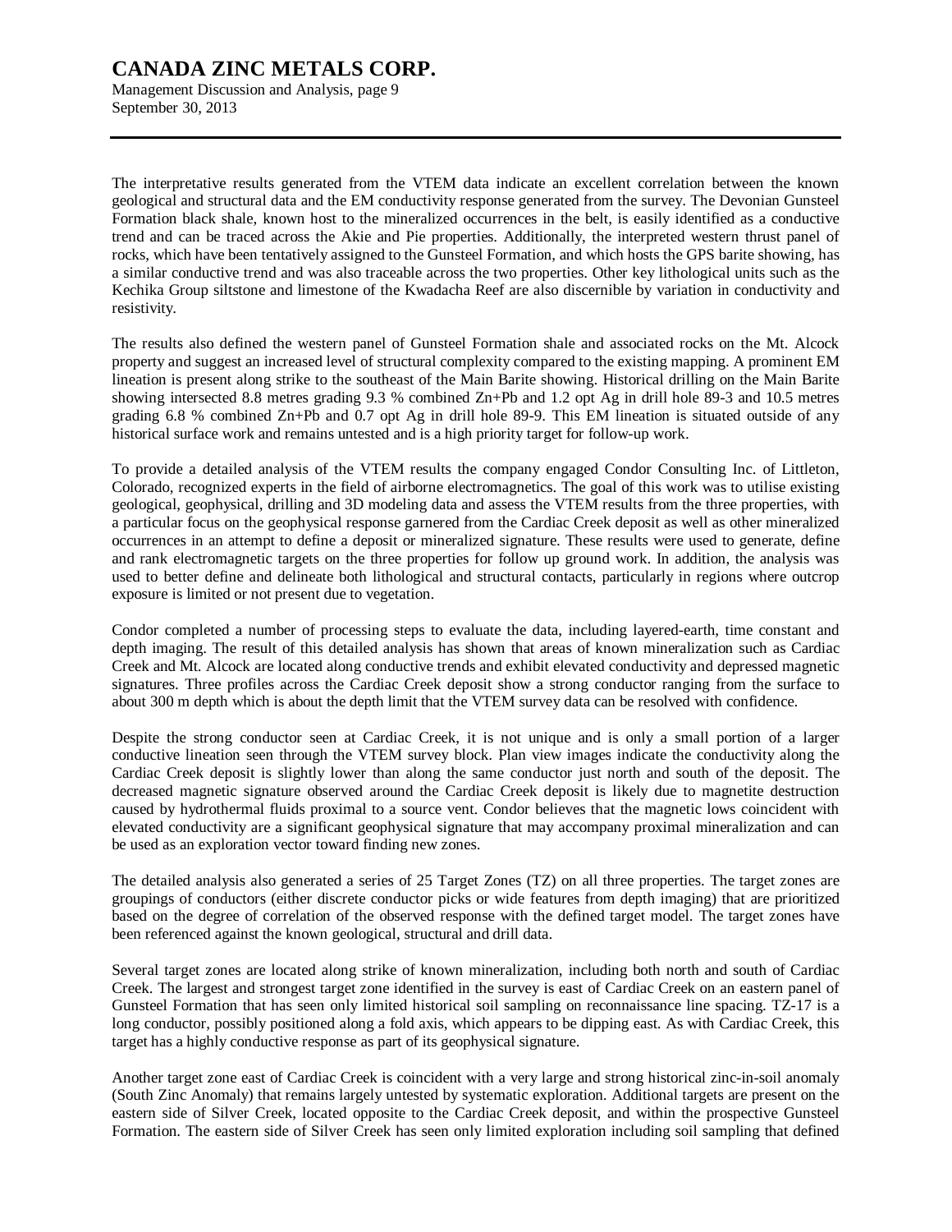The interpretative results generated from the VTEM data indicate an excellent correlation between the known geological and structural data and the EM conductivity response generated from the survey. The Devonian Gunsteel Formation black shale, known host to the mineralized occurrences in the belt, is easily identified as a conductive trend and can be traced across the Akie and Pie properties. Additionally, the interpreted western thrust panel of rocks, which have been tentatively assigned to the Gunsteel Formation, and which hosts the GPS barite showing, has a similar conductive trend and was also traceable across the two properties. Other key lithological units such as the Kechika Group siltstone and limestone of the Kwadacha Reef are also discernible by variation in conductivity and resistivity.

The results also defined the western panel of Gunsteel Formation shale and associated rocks on the Mt. Alcock property and suggest an increased level of structural complexity compared to the existing mapping. A prominent EM lineation is present along strike to the southeast of the Main Barite showing. Historical drilling on the Main Barite showing intersected 8.8 metres grading 9.3 % combined Zn+Pb and 1.2 opt Ag in drill hole 89-3 and 10.5 metres grading 6.8 % combined Zn+Pb and 0.7 opt Ag in drill hole 89-9. This EM lineation is situated outside of any historical surface work and remains untested and is a high priority target for follow-up work.

To provide a detailed analysis of the VTEM results the company engaged Condor Consulting Inc. of Littleton, Colorado, recognized experts in the field of airborne electromagnetics. The goal of this work was to utilise existing geological, geophysical, drilling and 3D modeling data and assess the VTEM results from the three properties, with a particular focus on the geophysical response garnered from the Cardiac Creek deposit as well as other mineralized occurrences in an attempt to define a deposit or mineralized signature. These results were used to generate, define and rank electromagnetic targets on the three properties for follow up ground work. In addition, the analysis was used to better define and delineate both lithological and structural contacts, particularly in regions where outcrop exposure is limited or not present due to vegetation.

Condor completed a number of processing steps to evaluate the data, including layered-earth, time constant and depth imaging. The result of this detailed analysis has shown that areas of known mineralization such as Cardiac Creek and Mt. Alcock are located along conductive trends and exhibit elevated conductivity and depressed magnetic signatures. Three profiles across the Cardiac Creek deposit show a strong conductor ranging from the surface to about 300 m depth which is about the depth limit that the VTEM survey data can be resolved with confidence.

Despite the strong conductor seen at Cardiac Creek, it is not unique and is only a small portion of a larger conductive lineation seen through the VTEM survey block. Plan view images indicate the conductivity along the Cardiac Creek deposit is slightly lower than along the same conductor just north and south of the deposit. The decreased magnetic signature observed around the Cardiac Creek deposit is likely due to magnetite destruction caused by hydrothermal fluids proximal to a source vent. Condor believes that the magnetic lows coincident with elevated conductivity are a significant geophysical signature that may accompany proximal mineralization and can be used as an exploration vector toward finding new zones.

The detailed analysis also generated a series of 25 Target Zones (TZ) on all three properties. The target zones are groupings of conductors (either discrete conductor picks or wide features from depth imaging) that are prioritized based on the degree of correlation of the observed response with the defined target model. The target zones have been referenced against the known geological, structural and drill data.

Several target zones are located along strike of known mineralization, including both north and south of Cardiac Creek. The largest and strongest target zone identified in the survey is east of Cardiac Creek on an eastern panel of Gunsteel Formation that has seen only limited historical soil sampling on reconnaissance line spacing. TZ-17 is a long conductor, possibly positioned along a fold axis, which appears to be dipping east. As with Cardiac Creek, this target has a highly conductive response as part of its geophysical signature.

Another target zone east of Cardiac Creek is coincident with a very large and strong historical zinc-in-soil anomaly (South Zinc Anomaly) that remains largely untested by systematic exploration. Additional targets are present on the eastern side of Silver Creek, located opposite to the Cardiac Creek deposit, and within the prospective Gunsteel Formation. The eastern side of Silver Creek has seen only limited exploration including soil sampling that defined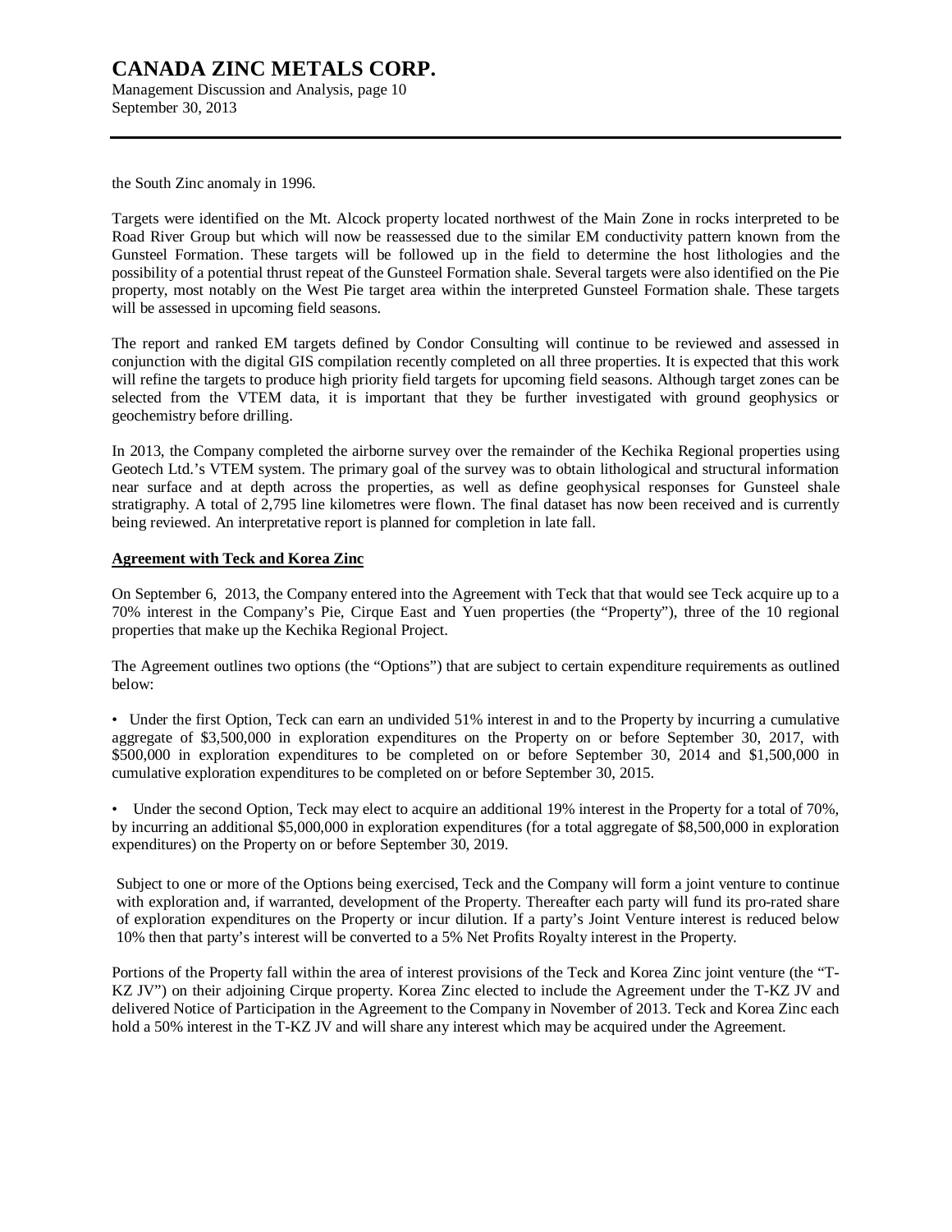the South Zinc anomaly in 1996.

Targets were identified on the Mt. Alcock property located northwest of the Main Zone in rocks interpreted to be Road River Group but which will now be reassessed due to the similar EM conductivity pattern known from the Gunsteel Formation. These targets will be followed up in the field to determine the host lithologies and the possibility of a potential thrust repeat of the Gunsteel Formation shale. Several targets were also identified on the Pie property, most notably on the West Pie target area within the interpreted Gunsteel Formation shale. These targets will be assessed in upcoming field seasons.

The report and ranked EM targets defined by Condor Consulting will continue to be reviewed and assessed in conjunction with the digital GIS compilation recently completed on all three properties. It is expected that this work will refine the targets to produce high priority field targets for upcoming field seasons. Although target zones can be selected from the VTEM data, it is important that they be further investigated with ground geophysics or geochemistry before drilling.

In 2013, the Company completed the airborne survey over the remainder of the Kechika Regional properties using Geotech Ltd.'s VTEM system. The primary goal of the survey was to obtain lithological and structural information near surface and at depth across the properties, as well as define geophysical responses for Gunsteel shale stratigraphy. A total of 2,795 line kilometres were flown. The final dataset has now been received and is currently being reviewed. An interpretative report is planned for completion in late fall.

**Agreement with Teck and Korea Zinc**

On September 6, 2013, the Company entered into the Agreement with Teck that that would see Teck acquire up to a 70% interest in the Company's Pie, Cirque East and Yuen properties (the "Property"), three of the 10 regional properties that make up the Kechika Regional Project.

The Agreement outlines two options (the "Options") that are subject to certain expenditure requirements as outlined below:

- Under the first Option, Teck can earn an undivided 51% interest in and to the Property by incurring a cumulative aggregate of $3,500,000 in exploration expenditures on the Property on or before September 30, 2017, with $500,000 in exploration expenditures to be completed on or before September 30, 2014 and $1,500,000 in cumulative exploration expenditures to be completed on or before September 30, 2015.

- Under the second Option, Teck may elect to acquire an additional 19% interest in the Property for a total of 70%, by incurring an additional $5,000,000 in exploration expenditures (for a total aggregate of $8,500,000 in exploration expenditures) on the Property on or before September 30, 2019.

Subject to one or more of the Options being exercised, Teck and the Company will form a joint venture to continue with exploration and, if warranted, development of the Property. Thereafter each party will fund its pro-rated share of exploration expenditures on the Property or incur dilution. If a party's Joint Venture interest is reduced below 10% then that party's interest will be converted to a 5% Net Profits Royalty interest in the Property.

Portions of the Property fall within the area of interest provisions of the Teck and Korea Zinc joint venture (the "T-KZ JV") on their adjoining Cirque property. Korea Zinc elected to include the Agreement under the T-KZ JV and delivered Notice of Participation in the Agreement to the Company in November of 2013. Teck and Korea Zinc each hold a 50% interest in the T-KZ JV and will share any interest which may be acquired under the Agreement.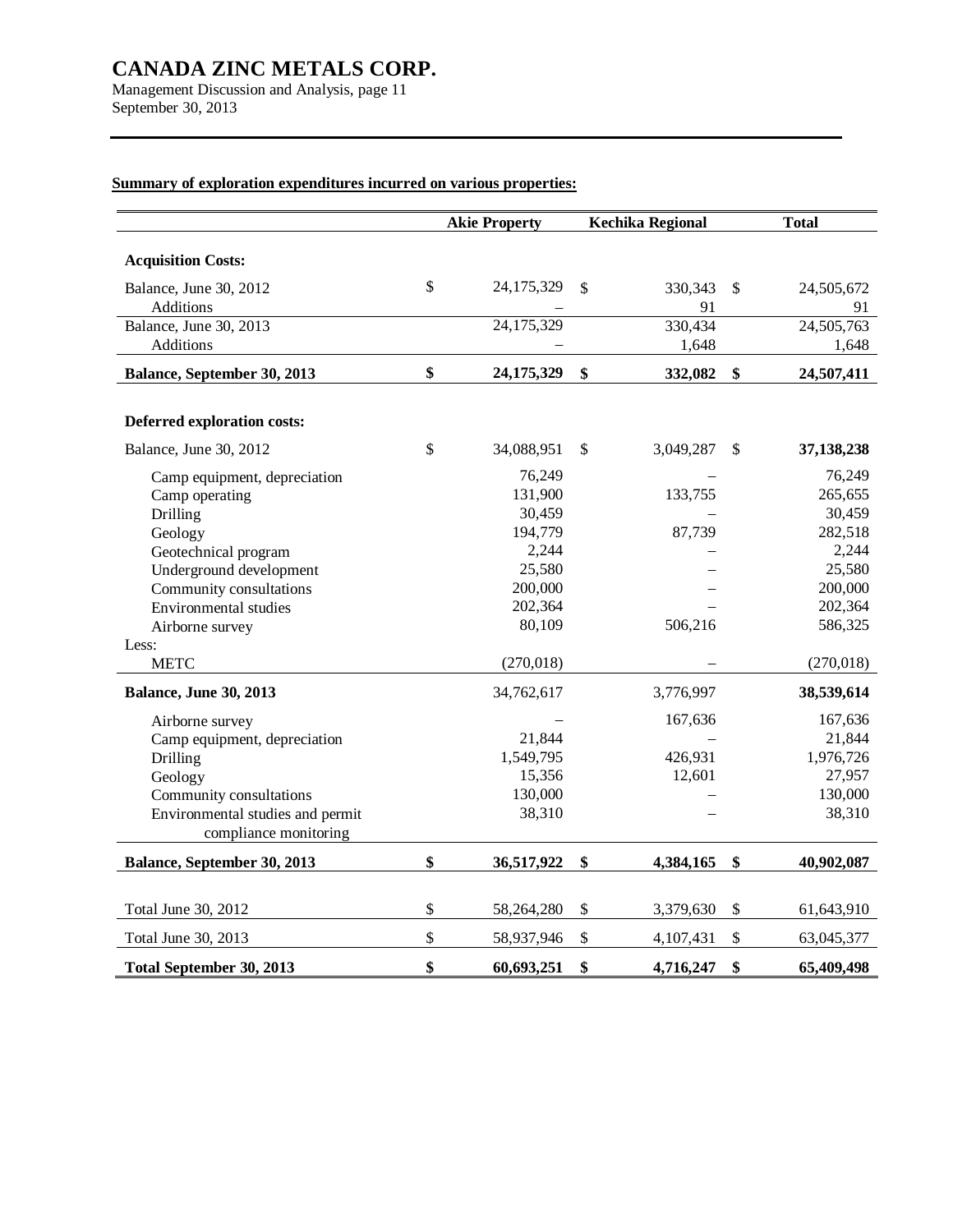**Summary of exploration expenditures incurred on various properties:**

| | Akie Property | Kechika Regional | Total |
|---|---|---|---|
| **Acquisition Costs:** | | | |
| Balance, June 30, 2012 | $ 24,175,329 | $ 330,343 | $ 24,505,672 |
| Additions | – | 91 | 91 |
| Balance, June 30, 2013 | 24,175,329 | 330,434 | 24,505,763 |
| Additions | – | 1,648 | 1,648 |
| **Balance, September 30, 2013** | **$ 24,175,329** | **$ 332,082** | **$ 24,507,411** |
| | | | |
| **Deferred exploration costs:** | | | |
| Balance, June 30, 2012 | $ 34,088,951 | $ 3,049,287 | $ **37,138,238** |
| Camp equipment, depreciation | 76,249 | – | 76,249 |
| Camp operating | 131,900 | 133,755 | 265,655 |
| Drilling | 30,459 | – | 30,459 |
| Geology | 194,779 | 87,739 | 282,518 |
| Geotechnical program | 2,244 | – | 2,244 |
| Underground development | 25,580 | – | 25,580 |
| Community consultations | 200,000 | – | 200,000 |
| Environmental studies | 202,364 | – | 202,364 |
| Airborne survey | 80,109 | 506,216 | 586,325 |
| Less: | | | |
| METC | (270,018) | – | (270,018) |
| **Balance, June 30, 2013** | 34,762,617 | 3,776,997 | **38,539,614** |
| Airborne survey | – | 167,636 | 167,636 |
| Camp equipment, depreciation | 21,844 | – | 21,844 |
| Drilling | 1,549,795 | 426,931 | 1,976,726 |
| Geology | 15,356 | 12,601 | 27,957 |
| Community consultations | 130,000 | – | 130,000 |
| Environmental studies and permit compliance monitoring | 38,310 | – | 38,310 |
| **Balance, September 30, 2013** | **$ 36,517,922** | **$ 4,384,165** | **$ 40,902,087** |
| | | | |
| Total June 30, 2012 | $ 58,264,280 | $ 3,379,630 | $ 61,643,910 |
| Total June 30, 2013 | $ 58,937,946 | $ 4,107,431 | $ 63,045,377 |
| **Total September 30, 2013** | **$ 60,693,251** | **$ 4,716,247** | **$ 65,409,498** |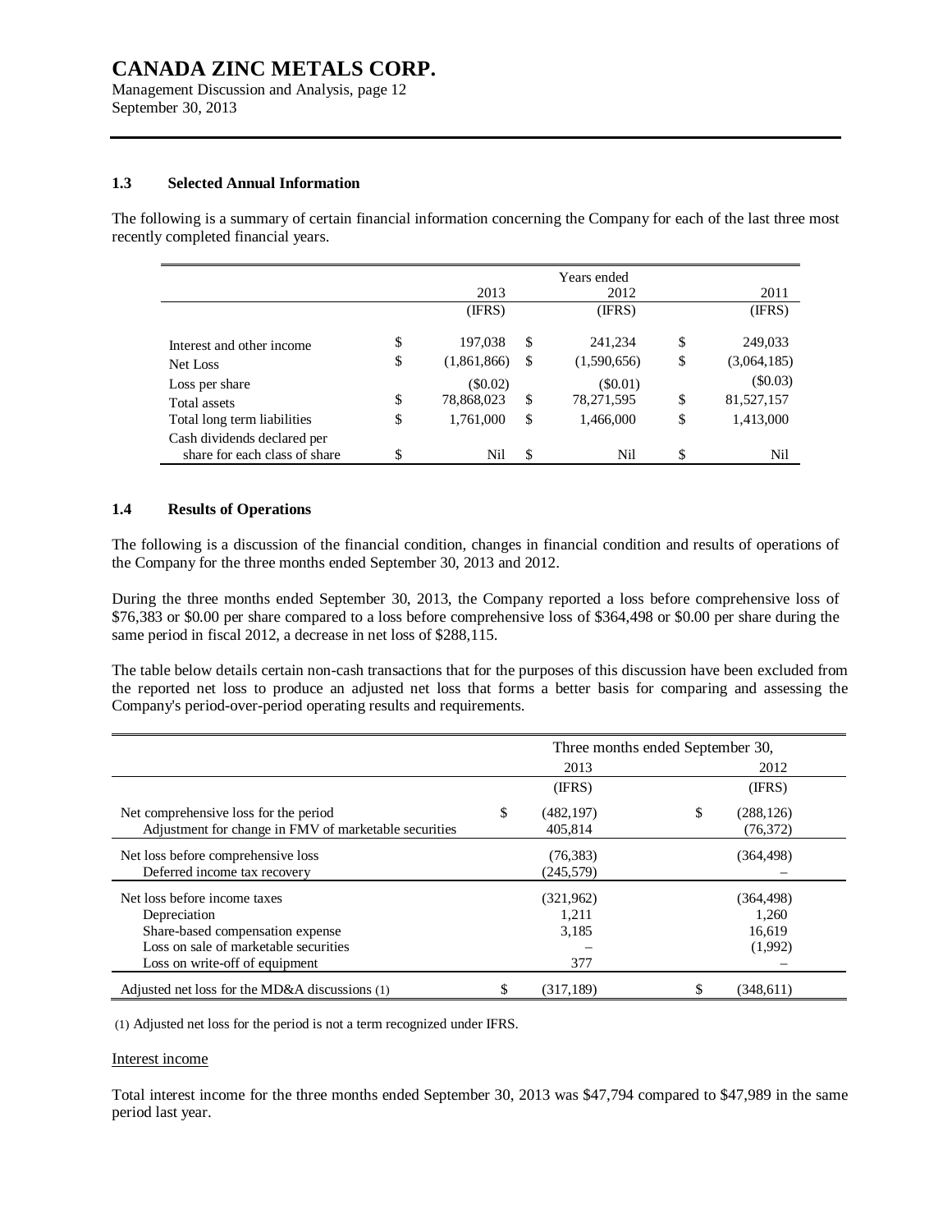## 1.3 Selected Annual Information

The following is a summary of certain financial information concerning the Company for each of the last three most recently completed financial years.

| | Years ended 2013 | 2012 | 2011 |
|---|---|---|---|
| | (IFRS) | (IFRS) | (IFRS) |
| Interest and other income | $ 197,038 | $ 241,234 | $ 249,033 |
| Net Loss | $ (1,861,866) | $ (1,590,656) | $ (3,064,185) |
| Loss per share | ($0.02) | ($0.01) | ($0.03) |
| Total assets | $ 78,868,023 | $ 78,271,595 | $ 81,527,157 |
| Total long term liabilities | $ 1,761,000 | $ 1,466,000 | $ 1,413,000 |
| Cash dividends declared per share for each class of share | $ Nil | $ Nil | $ Nil |

## 1.4 Results of Operations

The following is a discussion of the financial condition, changes in financial condition and results of operations of the Company for the three months ended September 30, 2013 and 2012.

During the three months ended September 30, 2013, the Company reported a loss before comprehensive loss of $76,383 or $0.00 per share compared to a loss before comprehensive loss of $364,498 or $0.00 per share during the same period in fiscal 2012, a decrease in net loss of $288,115.

The table below details certain non-cash transactions that for the purposes of this discussion have been excluded from the reported net loss to produce an adjusted net loss that forms a better basis for comparing and assessing the Company's period-over-period operating results and requirements.

| | Three months ended September 30, 2013 | 2012 |
|---|---|---|
| | (IFRS) | (IFRS) |
| Net comprehensive loss for the period | $ (482,197) | $ (288,126) |
| Adjustment for change in FMV of marketable securities | 405,814 | (76,372) |
| Net loss before comprehensive loss | (76,383) | (364,498) |
| Deferred income tax recovery | (245,579) | – |
| Net loss before income taxes | (321,962) | (364,498) |
| Depreciation | 1,211 | 1,260 |
| Share-based compensation expense | 3,185 | 16,619 |
| Loss on sale of marketable securities | – | (1,992) |
| Loss on write-off of equipment | 377 | – |
| Adjusted net loss for the MD&A discussions (1) | $ (317,189) | $ (348,611) |

(1) Adjusted net loss for the period is not a term recognized under IFRS.

Interest income

Total interest income for the three months ended September 30, 2013 was $47,794 compared to $47,989 in the same period last year.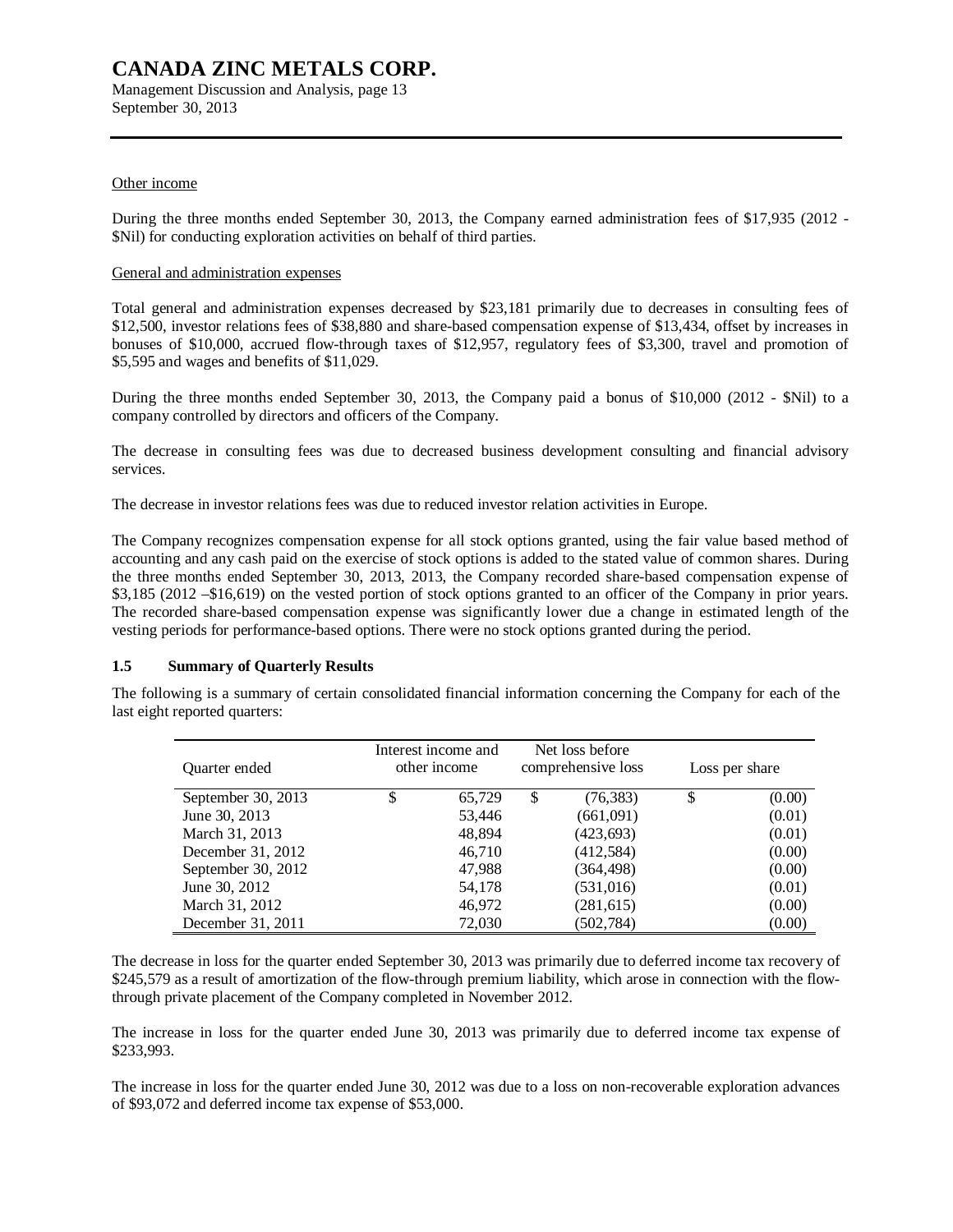Other income

During the three months ended September 30, 2013, the Company earned administration fees of $17,935 (2012 - $Nil) for conducting exploration activities on behalf of third parties.

General and administration expenses

Total general and administration expenses decreased by $23,181 primarily due to decreases in consulting fees of $12,500, investor relations fees of $38,880 and share-based compensation expense of $13,434, offset by increases in bonuses of $10,000, accrued flow-through taxes of $12,957, regulatory fees of $3,300, travel and promotion of $5,595 and wages and benefits of $11,029.

During the three months ended September 30, 2013, the Company paid a bonus of $10,000 (2012 - $Nil) to a company controlled by directors and officers of the Company.

The decrease in consulting fees was due to decreased business development consulting and financial advisory services.

The decrease in investor relations fees was due to reduced investor relation activities in Europe.

The Company recognizes compensation expense for all stock options granted, using the fair value based method of accounting and any cash paid on the exercise of stock options is added to the stated value of common shares. During the three months ended September 30, 2013, 2013, the Company recorded share-based compensation expense of $3,185 (2012 –$16,619) on the vested portion of stock options granted to an officer of the Company in prior years. The recorded share-based compensation expense was significantly lower due a change in estimated length of the vesting periods for performance-based options. There were no stock options granted during the period.

### 1.5 Summary of Quarterly Results

The following is a summary of certain consolidated financial information concerning the Company for each of the last eight reported quarters:

| Quarter ended | Interest income and other income | Net loss before comprehensive loss | Loss per share |
|---|---|---|---|
| September 30, 2013 | $ 65,729 | $ (76,383) | $ (0.00) |
| June 30, 2013 | 53,446 | (661,091) | (0.01) |
| March 31, 2013 | 48,894 | (423,693) | (0.01) |
| December 31, 2012 | 46,710 | (412,584) | (0.00) |
| September 30, 2012 | 47,988 | (364,498) | (0.00) |
| June 30, 2012 | 54,178 | (531,016) | (0.01) |
| March 31, 2012 | 46,972 | (281,615) | (0.00) |
| December 31, 2011 | 72,030 | (502,784) | (0.00) |

The decrease in loss for the quarter ended September 30, 2013 was primarily due to deferred income tax recovery of $245,579 as a result of amortization of the flow-through premium liability, which arose in connection with the flow-through private placement of the Company completed in November 2012.

The increase in loss for the quarter ended June 30, 2013 was primarily due to deferred income tax expense of $233,993.

The increase in loss for the quarter ended June 30, 2012 was due to a loss on non-recoverable exploration advances of $93,072 and deferred income tax expense of $53,000.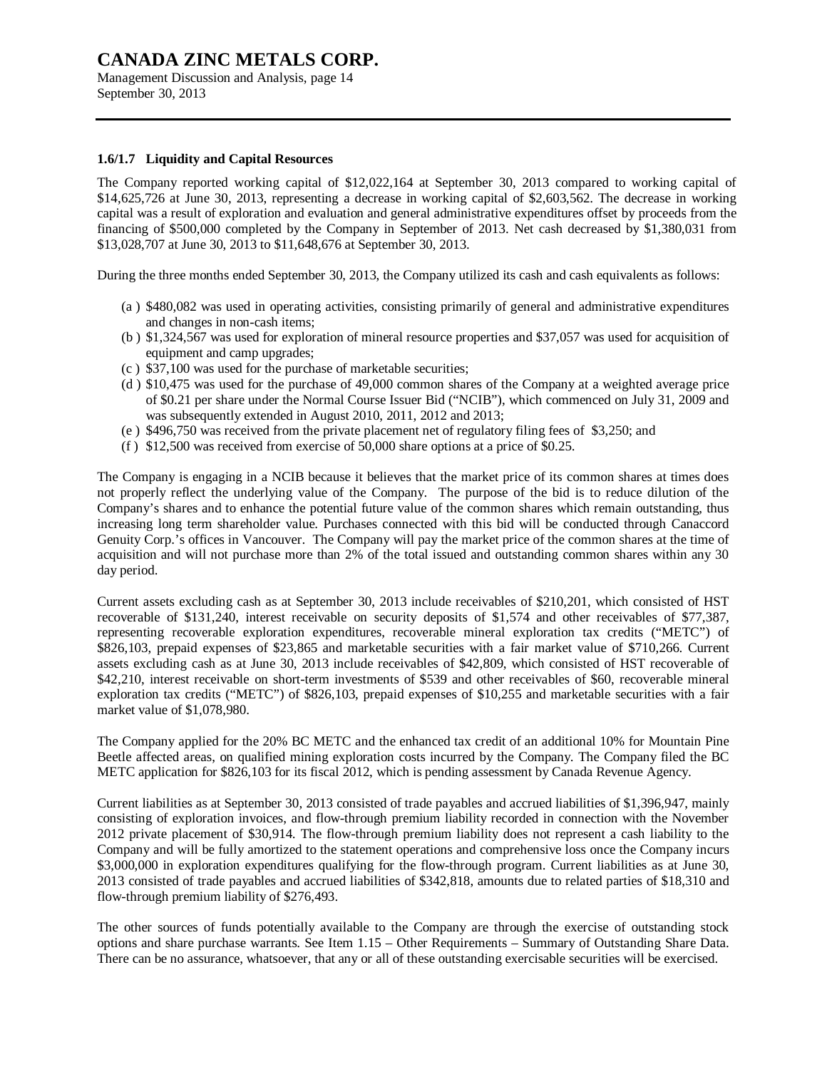### 1.6/1.7 Liquidity and Capital Resources

The Company reported working capital of $12,022,164 at September 30, 2013 compared to working capital of $14,625,726 at June 30, 2013, representing a decrease in working capital of $2,603,562. The decrease in working capital was a result of exploration and evaluation and general administrative expenditures offset by proceeds from the financing of $500,000 completed by the Company in September of 2013. Net cash decreased by $1,380,031 from $13,028,707 at June 30, 2013 to $11,648,676 at September 30, 2013.

During the three months ended September 30, 2013, the Company utilized its cash and cash equivalents as follows:

(a ) $480,082 was used in operating activities, consisting primarily of general and administrative expenditures and changes in non-cash items;
(b ) $1,324,567 was used for exploration of mineral resource properties and $37,057 was used for acquisition of equipment and camp upgrades;
(c ) $37,100 was used for the purchase of marketable securities;
(d ) $10,475 was used for the purchase of 49,000 common shares of the Company at a weighted average price of $0.21 per share under the Normal Course Issuer Bid ("NCIB"), which commenced on July 31, 2009 and was subsequently extended in August 2010, 2011, 2012 and 2013;
(e ) $496,750 was received from the private placement net of regulatory filing fees of $3,250; and
(f ) $12,500 was received from exercise of 50,000 share options at a price of $0.25.

The Company is engaging in a NCIB because it believes that the market price of its common shares at times does not properly reflect the underlying value of the Company. The purpose of the bid is to reduce dilution of the Company's shares and to enhance the potential future value of the common shares which remain outstanding, thus increasing long term shareholder value. Purchases connected with this bid will be conducted through Canaccord Genuity Corp.'s offices in Vancouver. The Company will pay the market price of the common shares at the time of acquisition and will not purchase more than 2% of the total issued and outstanding common shares within any 30 day period.

Current assets excluding cash as at September 30, 2013 include receivables of $210,201, which consisted of HST recoverable of $131,240, interest receivable on security deposits of $1,574 and other receivables of $77,387, representing recoverable exploration expenditures, recoverable mineral exploration tax credits ("METC") of $826,103, prepaid expenses of $23,865 and marketable securities with a fair market value of $710,266. Current assets excluding cash as at June 30, 2013 include receivables of $42,809, which consisted of HST recoverable of $42,210, interest receivable on short-term investments of $539 and other receivables of $60, recoverable mineral exploration tax credits ("METC") of $826,103, prepaid expenses of $10,255 and marketable securities with a fair market value of $1,078,980.

The Company applied for the 20% BC METC and the enhanced tax credit of an additional 10% for Mountain Pine Beetle affected areas, on qualified mining exploration costs incurred by the Company. The Company filed the BC METC application for $826,103 for its fiscal 2012, which is pending assessment by Canada Revenue Agency.

Current liabilities as at September 30, 2013 consisted of trade payables and accrued liabilities of $1,396,947, mainly consisting of exploration invoices, and flow-through premium liability recorded in connection with the November 2012 private placement of $30,914. The flow-through premium liability does not represent a cash liability to the Company and will be fully amortized to the statement operations and comprehensive loss once the Company incurs $3,000,000 in exploration expenditures qualifying for the flow-through program. Current liabilities as at June 30, 2013 consisted of trade payables and accrued liabilities of $342,818, amounts due to related parties of $18,310 and flow-through premium liability of $276,493.

The other sources of funds potentially available to the Company are through the exercise of outstanding stock options and share purchase warrants. See Item 1.15 – Other Requirements – Summary of Outstanding Share Data. There can be no assurance, whatsoever, that any or all of these outstanding exercisable securities will be exercised.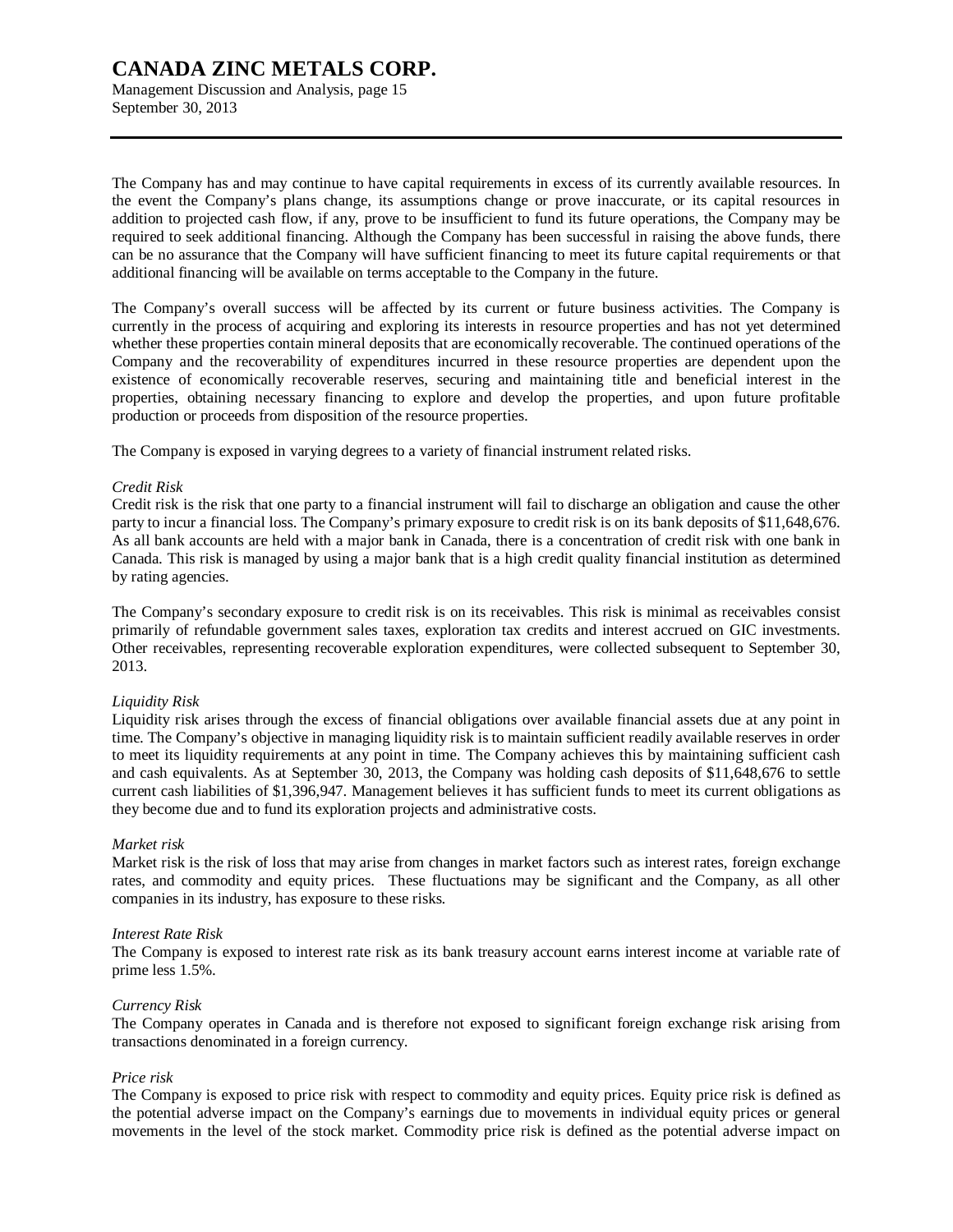The Company has and may continue to have capital requirements in excess of its currently available resources. In the event the Company's plans change, its assumptions change or prove inaccurate, or its capital resources in addition to projected cash flow, if any, prove to be insufficient to fund its future operations, the Company may be required to seek additional financing. Although the Company has been successful in raising the above funds, there can be no assurance that the Company will have sufficient financing to meet its future capital requirements or that additional financing will be available on terms acceptable to the Company in the future.

The Company's overall success will be affected by its current or future business activities. The Company is currently in the process of acquiring and exploring its interests in resource properties and has not yet determined whether these properties contain mineral deposits that are economically recoverable. The continued operations of the Company and the recoverability of expenditures incurred in these resource properties are dependent upon the existence of economically recoverable reserves, securing and maintaining title and beneficial interest in the properties, obtaining necessary financing to explore and develop the properties, and upon future profitable production or proceeds from disposition of the resource properties.

The Company is exposed in varying degrees to a variety of financial instrument related risks.

*Credit Risk*
Credit risk is the risk that one party to a financial instrument will fail to discharge an obligation and cause the other party to incur a financial loss. The Company's primary exposure to credit risk is on its bank deposits of $11,648,676. As all bank accounts are held with a major bank in Canada, there is a concentration of credit risk with one bank in Canada. This risk is managed by using a major bank that is a high credit quality financial institution as determined by rating agencies.

The Company's secondary exposure to credit risk is on its receivables. This risk is minimal as receivables consist primarily of refundable government sales taxes, exploration tax credits and interest accrued on GIC investments. Other receivables, representing recoverable exploration expenditures, were collected subsequent to September 30, 2013.

*Liquidity Risk*
Liquidity risk arises through the excess of financial obligations over available financial assets due at any point in time. The Company's objective in managing liquidity risk is to maintain sufficient readily available reserves in order to meet its liquidity requirements at any point in time. The Company achieves this by maintaining sufficient cash and cash equivalents. As at September 30, 2013, the Company was holding cash deposits of $11,648,676 to settle current cash liabilities of $1,396,947. Management believes it has sufficient funds to meet its current obligations as they become due and to fund its exploration projects and administrative costs.

*Market risk*
Market risk is the risk of loss that may arise from changes in market factors such as interest rates, foreign exchange rates, and commodity and equity prices. These fluctuations may be significant and the Company, as all other companies in its industry, has exposure to these risks.

*Interest Rate Risk*
The Company is exposed to interest rate risk as its bank treasury account earns interest income at variable rate of prime less 1.5%.

*Currency Risk*
The Company operates in Canada and is therefore not exposed to significant foreign exchange risk arising from transactions denominated in a foreign currency.

*Price risk*
The Company is exposed to price risk with respect to commodity and equity prices. Equity price risk is defined as the potential adverse impact on the Company's earnings due to movements in individual equity prices or general movements in the level of the stock market. Commodity price risk is defined as the potential adverse impact on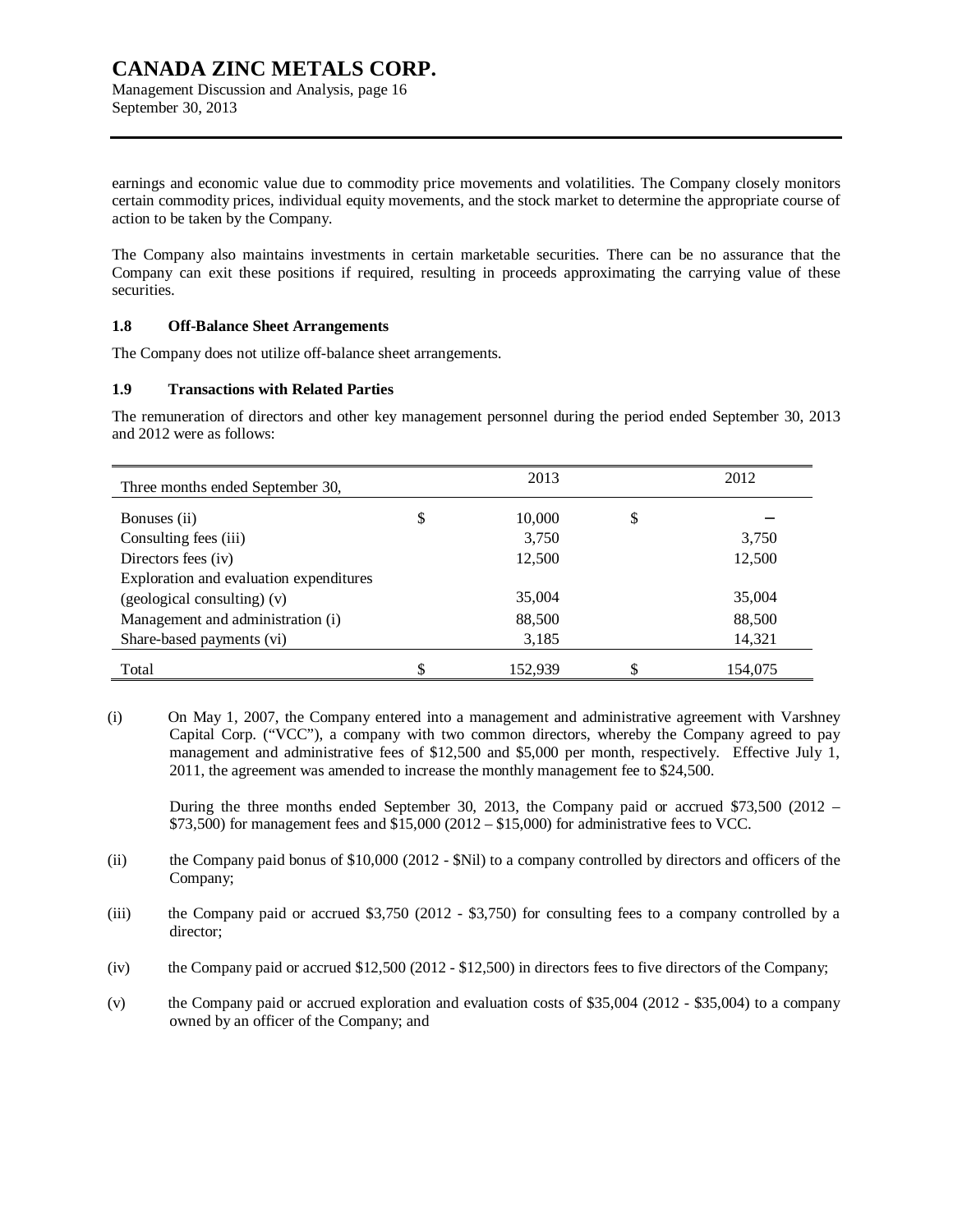earnings and economic value due to commodity price movements and volatilities. The Company closely monitors certain commodity prices, individual equity movements, and the stock market to determine the appropriate course of action to be taken by the Company.

The Company also maintains investments in certain marketable securities. There can be no assurance that the Company can exit these positions if required, resulting in proceeds approximating the carrying value of these securities.

### 1.8 Off-Balance Sheet Arrangements

The Company does not utilize off-balance sheet arrangements.

### 1.9 Transactions with Related Parties

The remuneration of directors and other key management personnel during the period ended September 30, 2013 and 2012 were as follows:

| Three months ended September 30, | | 2013 | | 2012 |
|---|---|---|---|---|
| Bonuses (ii) | $ | 10,000 | $ | – |
| Consulting fees (iii) | | 3,750 | | 3,750 |
| Directors fees (iv) | | 12,500 | | 12,500 |
| Exploration and evaluation expenditures (geological consulting) (v) | | 35,004 | | 35,004 |
| Management and administration (i) | | 88,500 | | 88,500 |
| Share-based payments (vi) | | 3,185 | | 14,321 |
| Total | $ | 152,939 | $ | 154,075 |

(i) On May 1, 2007, the Company entered into a management and administrative agreement with Varshney Capital Corp. ("VCC"), a company with two common directors, whereby the Company agreed to pay management and administrative fees of $12,500 and $5,000 per month, respectively. Effective July 1, 2011, the agreement was amended to increase the monthly management fee to $24,500.

During the three months ended September 30, 2013, the Company paid or accrued $73,500 (2012 – $73,500) for management fees and $15,000 (2012 – $15,000) for administrative fees to VCC.

(ii) the Company paid bonus of $10,000 (2012 - $Nil) to a company controlled by directors and officers of the Company;

(iii) the Company paid or accrued $3,750 (2012 - $3,750) for consulting fees to a company controlled by a director;

(iv) the Company paid or accrued $12,500 (2012 - $12,500) in directors fees to five directors of the Company;

(v) the Company paid or accrued exploration and evaluation costs of $35,004 (2012 - $35,004) to a company owned by an officer of the Company; and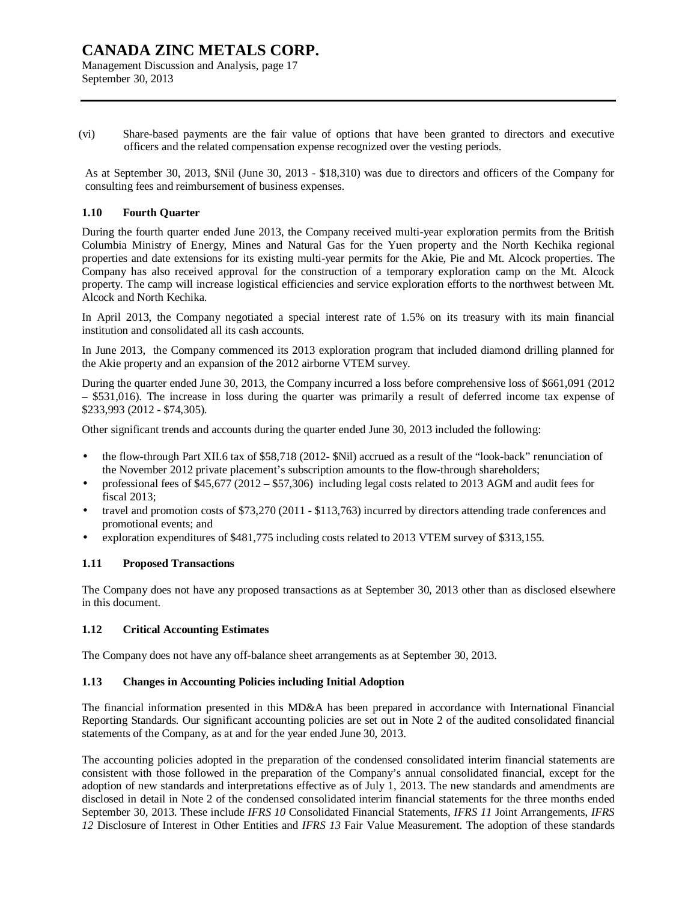(vi) Share-based payments are the fair value of options that have been granted to directors and executive officers and the related compensation expense recognized over the vesting periods.

As at September 30, 2013, $Nil (June 30, 2013 - $18,310) was due to directors and officers of the Company for consulting fees and reimbursement of business expenses.

### 1.10 Fourth Quarter

During the fourth quarter ended June 2013, the Company received multi-year exploration permits from the British Columbia Ministry of Energy, Mines and Natural Gas for the Yuen property and the North Kechika regional properties and date extensions for its existing multi-year permits for the Akie, Pie and Mt. Alcock properties. The Company has also received approval for the construction of a temporary exploration camp on the Mt. Alcock property. The camp will increase logistical efficiencies and service exploration efforts to the northwest between Mt. Alcock and North Kechika.

In April 2013, the Company negotiated a special interest rate of 1.5% on its treasury with its main financial institution and consolidated all its cash accounts.

In June 2013, the Company commenced its 2013 exploration program that included diamond drilling planned for the Akie property and an expansion of the 2012 airborne VTEM survey.

During the quarter ended June 30, 2013, the Company incurred a loss before comprehensive loss of $661,091 (2012 – $531,016). The increase in loss during the quarter was primarily a result of deferred income tax expense of $233,993 (2012 - $74,305).

Other significant trends and accounts during the quarter ended June 30, 2013 included the following:

- the flow-through Part XII.6 tax of $58,718 (2012- $Nil) accrued as a result of the "look-back" renunciation of the November 2012 private placement's subscription amounts to the flow-through shareholders;
- professional fees of $45,677 (2012 – $57,306) including legal costs related to 2013 AGM and audit fees for fiscal 2013;
- travel and promotion costs of $73,270 (2011 - $113,763) incurred by directors attending trade conferences and promotional events; and
- exploration expenditures of $481,775 including costs related to 2013 VTEM survey of $313,155.

### 1.11 Proposed Transactions

The Company does not have any proposed transactions as at September 30, 2013 other than as disclosed elsewhere in this document.

### 1.12 Critical Accounting Estimates

The Company does not have any off-balance sheet arrangements as at September 30, 2013.

### 1.13 Changes in Accounting Policies including Initial Adoption

The financial information presented in this MD&A has been prepared in accordance with International Financial Reporting Standards. Our significant accounting policies are set out in Note 2 of the audited consolidated financial statements of the Company, as at and for the year ended June 30, 2013.

The accounting policies adopted in the preparation of the condensed consolidated interim financial statements are consistent with those followed in the preparation of the Company's annual consolidated financial, except for the adoption of new standards and interpretations effective as of July 1, 2013. The new standards and amendments are disclosed in detail in Note 2 of the condensed consolidated interim financial statements for the three months ended September 30, 2013. These include *IFRS 10* Consolidated Financial Statements, *IFRS 11* Joint Arrangements, *IFRS 12* Disclosure of Interest in Other Entities and *IFRS 13* Fair Value Measurement. The adoption of these standards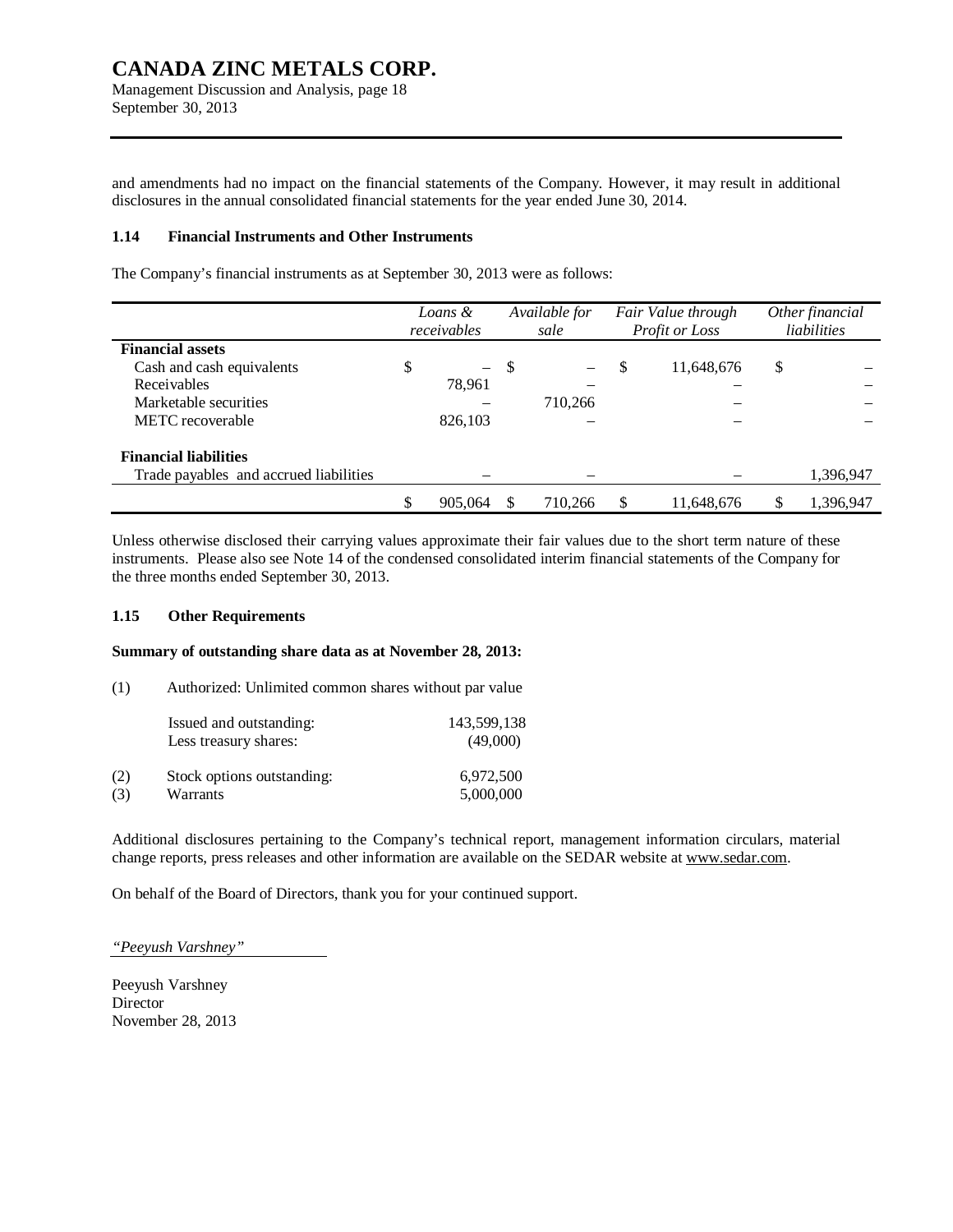and amendments had no impact on the financial statements of the Company. However, it may result in additional disclosures in the annual consolidated financial statements for the year ended June 30, 2014.

### 1.14 Financial Instruments and Other Instruments

The Company's financial instruments as at September 30, 2013 were as follows:

| | *Loans & receivables* | *Available for sale* | *Fair Value through Profit or Loss* | *Other financial liabilities* |
|---|---|---|---|---|
| **Financial assets** | | | | |
| Cash and cash equivalents | $ – | $ – | $ 11,648,676 | $ – |
| Receivables | 78,961 | – | – | – |
| Marketable securities | – | 710,266 | – | – |
| METC recoverable | 826,103 | – | – | – |
| **Financial liabilities** | | | | |
| Trade payables and accrued liabilities | – | – | – | 1,396,947 |
| | $ 905,064 | $ 710,266 | $ 11,648,676 | $ 1,396,947 |

Unless otherwise disclosed their carrying values approximate their fair values due to the short term nature of these instruments. Please also see Note 14 of the condensed consolidated interim financial statements of the Company for the three months ended September 30, 2013.

### 1.15 Other Requirements

**Summary of outstanding share data as at November 28, 2013:**

(1) Authorized: Unlimited common shares without par value

| | | |
|---|---|---|
| | Issued and outstanding: | 143,599,138 |
| | Less treasury shares: | (49,000) |
| (2) | Stock options outstanding: | 6,972,500 |
| (3) | Warrants | 5,000,000 |

Additional disclosures pertaining to the Company's technical report, management information circulars, material change reports, press releases and other information are available on the SEDAR website at www.sedar.com.

On behalf of the Board of Directors, thank you for your continued support.

*"Peeyush Varshney"*

Peeyush Varshney
Director
November 28, 2013